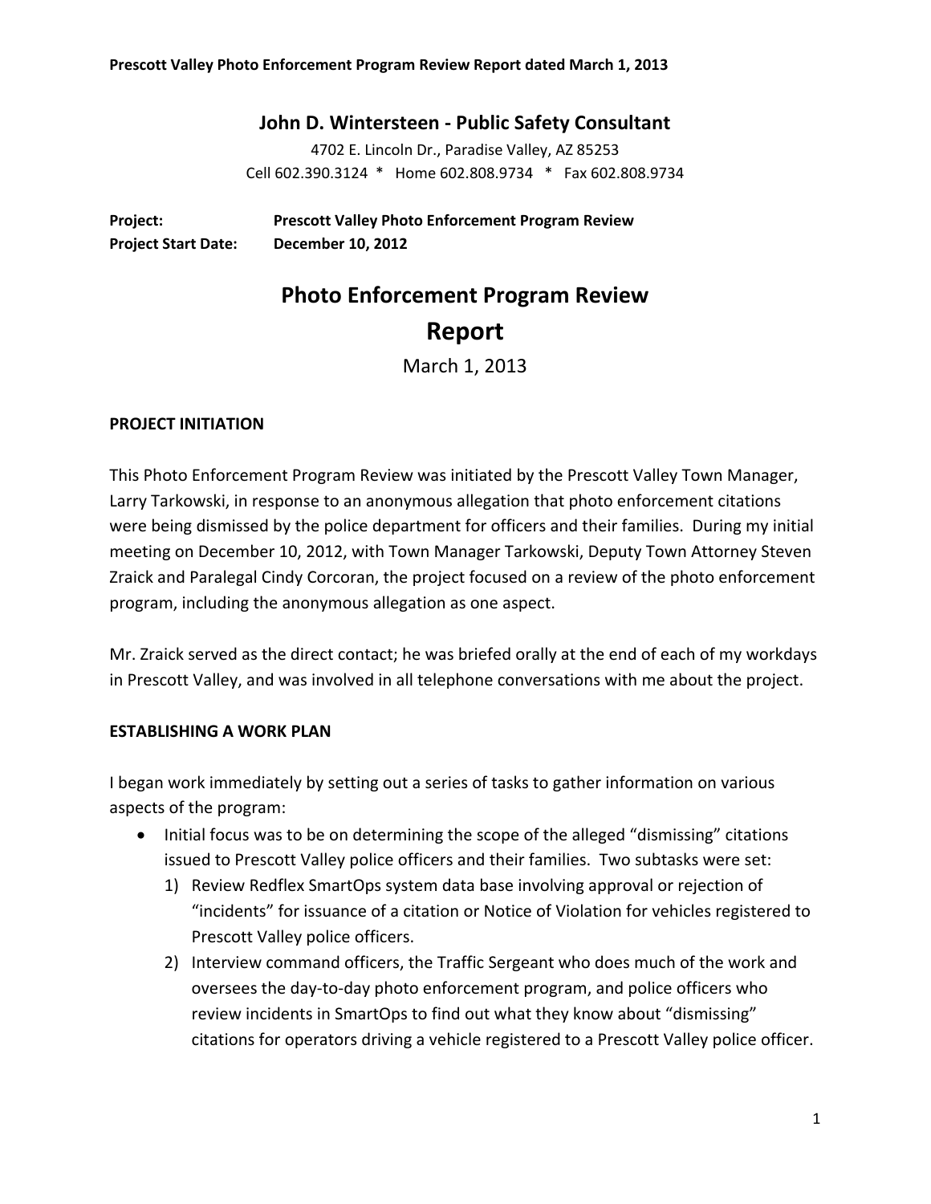**John D. Wintersteen - Public Safety Consultant**

4702 E. Lincoln Dr., Paradise Valley, AZ 85253
Cell 602.390.3124 * Home 602.808.9734 * Fax 602.808.9734

**Project:** **Prescott Valley Photo Enforcement Program Review**
**Project Start Date:** **December 10, 2012**

# Photo Enforcement Program Review
# Report

March 1, 2013

## PROJECT INITIATION

This Photo Enforcement Program Review was initiated by the Prescott Valley Town Manager, Larry Tarkowski, in response to an anonymous allegation that photo enforcement citations were being dismissed by the police department for officers and their families. During my initial meeting on December 10, 2012, with Town Manager Tarkowski, Deputy Town Attorney Steven Zraick and Paralegal Cindy Corcoran, the project focused on a review of the photo enforcement program, including the anonymous allegation as one aspect.

Mr. Zraick served as the direct contact; he was briefed orally at the end of each of my workdays in Prescott Valley, and was involved in all telephone conversations with me about the project.

## ESTABLISHING A WORK PLAN

I began work immediately by setting out a series of tasks to gather information on various aspects of the program:

- Initial focus was to be on determining the scope of the alleged "dismissing" citations issued to Prescott Valley police officers and their families. Two subtasks were set:
    1) Review Redflex SmartOps system data base involving approval or rejection of "incidents" for issuance of a citation or Notice of Violation for vehicles registered to Prescott Valley police officers.
    2) Interview command officers, the Traffic Sergeant who does much of the work and oversees the day-to-day photo enforcement program, and police officers who review incidents in SmartOps to find out what they know about "dismissing" citations for operators driving a vehicle registered to a Prescott Valley police officer.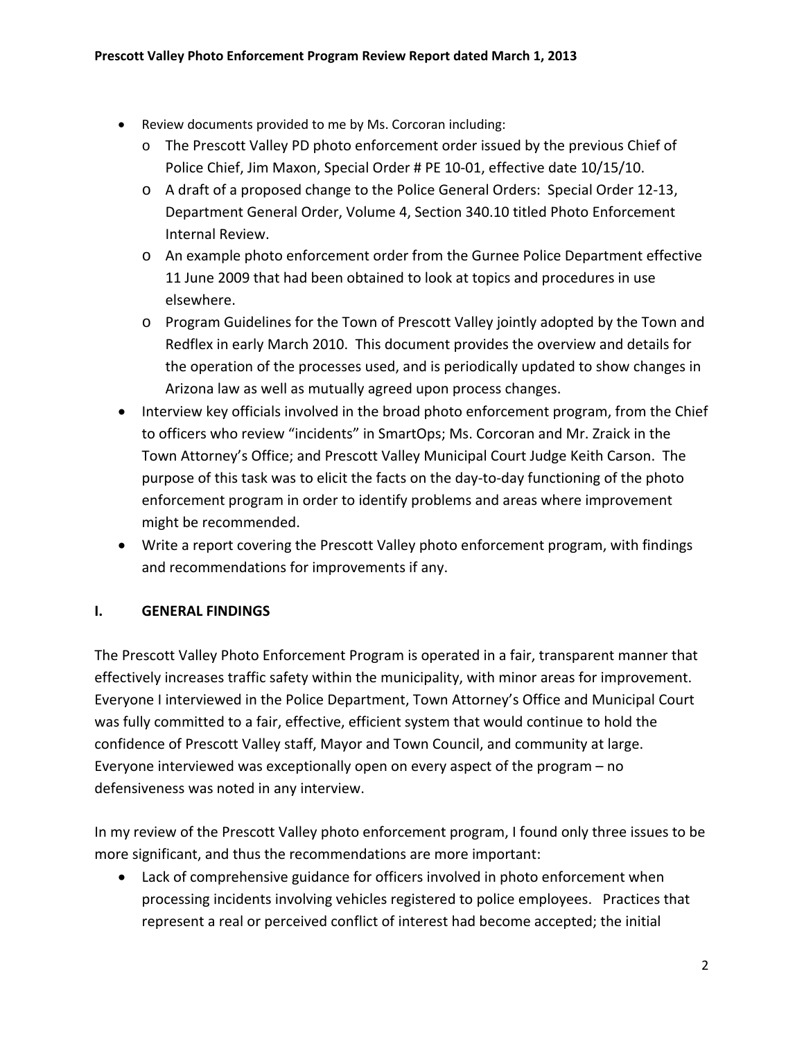- Review documents provided to me by Ms. Corcoran including:
  - The Prescott Valley PD photo enforcement order issued by the previous Chief of Police Chief, Jim Maxon, Special Order # PE 10-01, effective date 10/15/10.
  - A draft of a proposed change to the Police General Orders: Special Order 12-13, Department General Order, Volume 4, Section 340.10 titled Photo Enforcement Internal Review.
  - An example photo enforcement order from the Gurnee Police Department effective 11 June 2009 that had been obtained to look at topics and procedures in use elsewhere.
  - Program Guidelines for the Town of Prescott Valley jointly adopted by the Town and Redflex in early March 2010. This document provides the overview and details for the operation of the processes used, and is periodically updated to show changes in Arizona law as well as mutually agreed upon process changes.
- Interview key officials involved in the broad photo enforcement program, from the Chief to officers who review "incidents" in SmartOps; Ms. Corcoran and Mr. Zraick in the Town Attorney's Office; and Prescott Valley Municipal Court Judge Keith Carson. The purpose of this task was to elicit the facts on the day-to-day functioning of the photo enforcement program in order to identify problems and areas where improvement might be recommended.
- Write a report covering the Prescott Valley photo enforcement program, with findings and recommendations for improvements if any.

## I. GENERAL FINDINGS

The Prescott Valley Photo Enforcement Program is operated in a fair, transparent manner that effectively increases traffic safety within the municipality, with minor areas for improvement. Everyone I interviewed in the Police Department, Town Attorney's Office and Municipal Court was fully committed to a fair, effective, efficient system that would continue to hold the confidence of Prescott Valley staff, Mayor and Town Council, and community at large. Everyone interviewed was exceptionally open on every aspect of the program – no defensiveness was noted in any interview.

In my review of the Prescott Valley photo enforcement program, I found only three issues to be more significant, and thus the recommendations are more important:

- Lack of comprehensive guidance for officers involved in photo enforcement when processing incidents involving vehicles registered to police employees. Practices that represent a real or perceived conflict of interest had become accepted; the initial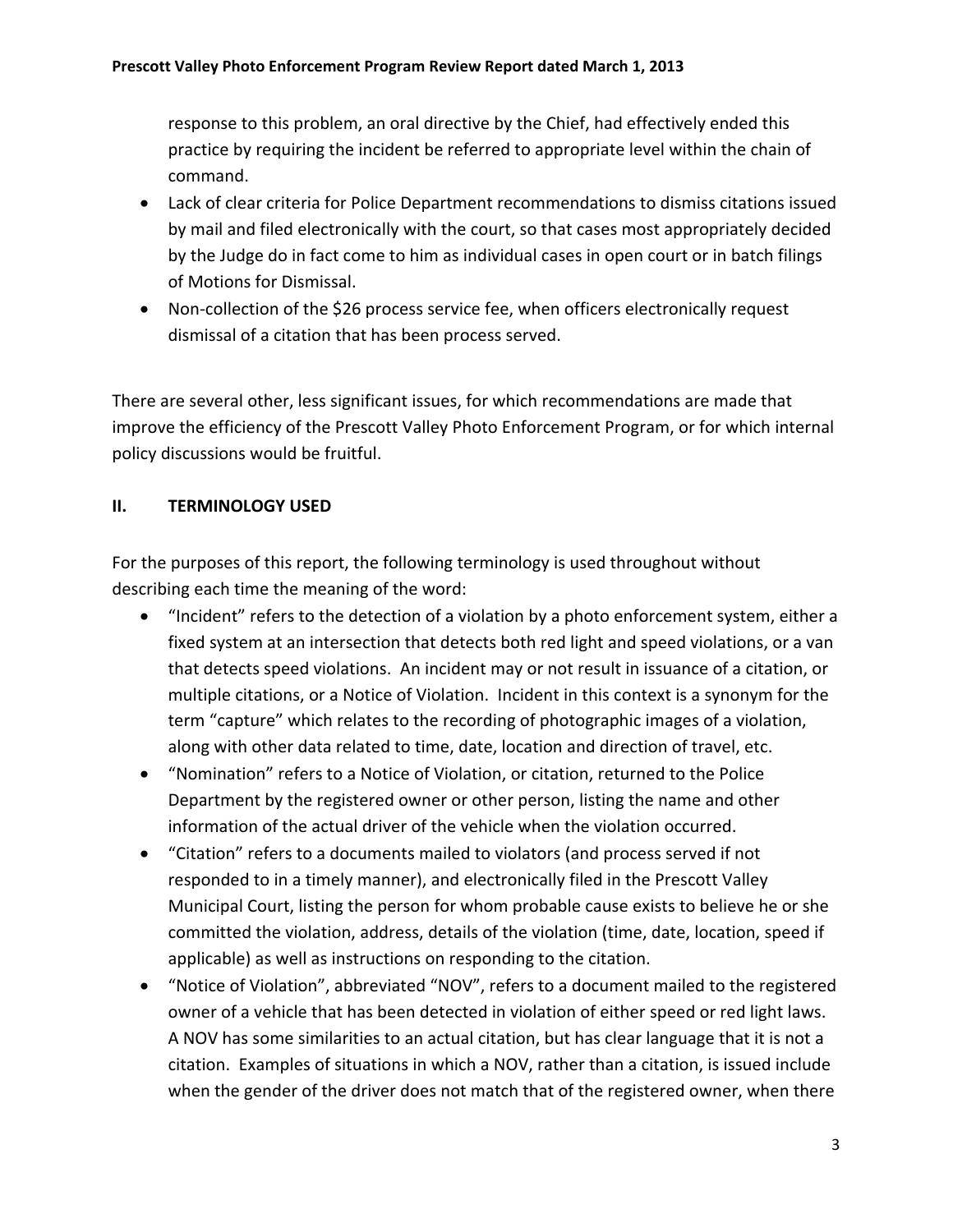response to this problem, an oral directive by the Chief, had effectively ended this practice by requiring the incident be referred to appropriate level within the chain of command.

- Lack of clear criteria for Police Department recommendations to dismiss citations issued by mail and filed electronically with the court, so that cases most appropriately decided by the Judge do in fact come to him as individual cases in open court or in batch filings of Motions for Dismissal.
- Non-collection of the $26 process service fee, when officers electronically request dismissal of a citation that has been process served.

There are several other, less significant issues, for which recommendations are made that improve the efficiency of the Prescott Valley Photo Enforcement Program, or for which internal policy discussions would be fruitful.

## II. TERMINOLOGY USED

For the purposes of this report, the following terminology is used throughout without describing each time the meaning of the word:

- "Incident" refers to the detection of a violation by a photo enforcement system, either a fixed system at an intersection that detects both red light and speed violations, or a van that detects speed violations. An incident may or not result in issuance of a citation, or multiple citations, or a Notice of Violation. Incident in this context is a synonym for the term "capture" which relates to the recording of photographic images of a violation, along with other data related to time, date, location and direction of travel, etc.
- "Nomination" refers to a Notice of Violation, or citation, returned to the Police Department by the registered owner or other person, listing the name and other information of the actual driver of the vehicle when the violation occurred.
- "Citation" refers to a documents mailed to violators (and process served if not responded to in a timely manner), and electronically filed in the Prescott Valley Municipal Court, listing the person for whom probable cause exists to believe he or she committed the violation, address, details of the violation (time, date, location, speed if applicable) as well as instructions on responding to the citation.
- "Notice of Violation", abbreviated "NOV", refers to a document mailed to the registered owner of a vehicle that has been detected in violation of either speed or red light laws. A NOV has some similarities to an actual citation, but has clear language that it is not a citation. Examples of situations in which a NOV, rather than a citation, is issued include when the gender of the driver does not match that of the registered owner, when there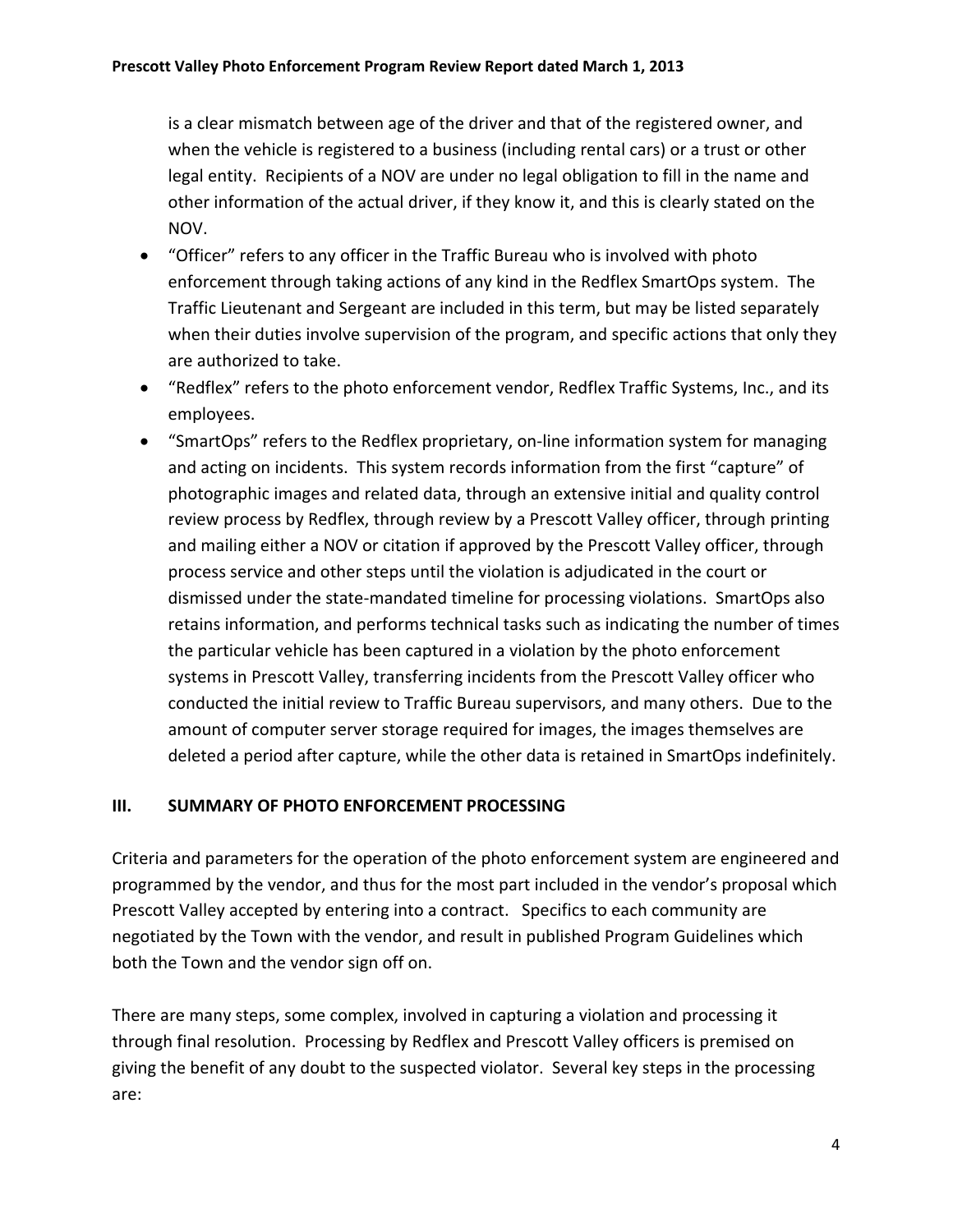is a clear mismatch between age of the driver and that of the registered owner, and when the vehicle is registered to a business (including rental cars) or a trust or other legal entity. Recipients of a NOV are under no legal obligation to fill in the name and other information of the actual driver, if they know it, and this is clearly stated on the NOV.

- "Officer" refers to any officer in the Traffic Bureau who is involved with photo enforcement through taking actions of any kind in the Redflex SmartOps system. The Traffic Lieutenant and Sergeant are included in this term, but may be listed separately when their duties involve supervision of the program, and specific actions that only they are authorized to take.
- "Redflex" refers to the photo enforcement vendor, Redflex Traffic Systems, Inc., and its employees.
- "SmartOps" refers to the Redflex proprietary, on-line information system for managing and acting on incidents. This system records information from the first "capture" of photographic images and related data, through an extensive initial and quality control review process by Redflex, through review by a Prescott Valley officer, through printing and mailing either a NOV or citation if approved by the Prescott Valley officer, through process service and other steps until the violation is adjudicated in the court or dismissed under the state-mandated timeline for processing violations. SmartOps also retains information, and performs technical tasks such as indicating the number of times the particular vehicle has been captured in a violation by the photo enforcement systems in Prescott Valley, transferring incidents from the Prescott Valley officer who conducted the initial review to Traffic Bureau supervisors, and many others. Due to the amount of computer server storage required for images, the images themselves are deleted a period after capture, while the other data is retained in SmartOps indefinitely.

## III. SUMMARY OF PHOTO ENFORCEMENT PROCESSING

Criteria and parameters for the operation of the photo enforcement system are engineered and programmed by the vendor, and thus for the most part included in the vendor's proposal which Prescott Valley accepted by entering into a contract. Specifics to each community are negotiated by the Town with the vendor, and result in published Program Guidelines which both the Town and the vendor sign off on.

There are many steps, some complex, involved in capturing a violation and processing it through final resolution. Processing by Redflex and Prescott Valley officers is premised on giving the benefit of any doubt to the suspected violator. Several key steps in the processing are: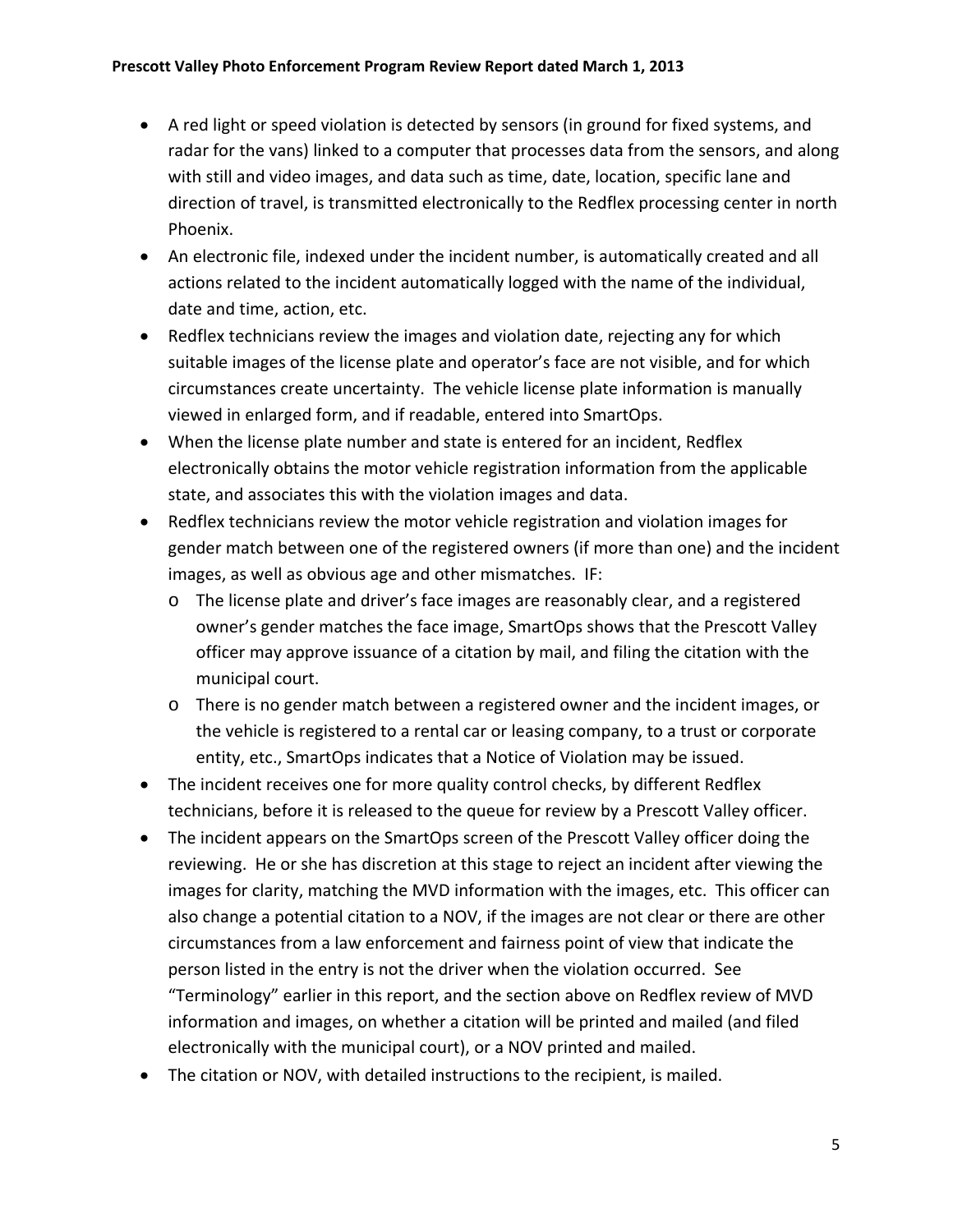- A red light or speed violation is detected by sensors (in ground for fixed systems, and radar for the vans) linked to a computer that processes data from the sensors, and along with still and video images, and data such as time, date, location, specific lane and direction of travel, is transmitted electronically to the Redflex processing center in north Phoenix.
- An electronic file, indexed under the incident number, is automatically created and all actions related to the incident automatically logged with the name of the individual, date and time, action, etc.
- Redflex technicians review the images and violation date, rejecting any for which suitable images of the license plate and operator's face are not visible, and for which circumstances create uncertainty. The vehicle license plate information is manually viewed in enlarged form, and if readable, entered into SmartOps.
- When the license plate number and state is entered for an incident, Redflex electronically obtains the motor vehicle registration information from the applicable state, and associates this with the violation images and data.
- Redflex technicians review the motor vehicle registration and violation images for gender match between one of the registered owners (if more than one) and the incident images, as well as obvious age and other mismatches. IF:
  - The license plate and driver's face images are reasonably clear, and a registered owner's gender matches the face image, SmartOps shows that the Prescott Valley officer may approve issuance of a citation by mail, and filing the citation with the municipal court.
  - There is no gender match between a registered owner and the incident images, or the vehicle is registered to a rental car or leasing company, to a trust or corporate entity, etc., SmartOps indicates that a Notice of Violation may be issued.
- The incident receives one for more quality control checks, by different Redflex technicians, before it is released to the queue for review by a Prescott Valley officer.
- The incident appears on the SmartOps screen of the Prescott Valley officer doing the reviewing. He or she has discretion at this stage to reject an incident after viewing the images for clarity, matching the MVD information with the images, etc. This officer can also change a potential citation to a NOV, if the images are not clear or there are other circumstances from a law enforcement and fairness point of view that indicate the person listed in the entry is not the driver when the violation occurred. See "Terminology" earlier in this report, and the section above on Redflex review of MVD information and images, on whether a citation will be printed and mailed (and filed electronically with the municipal court), or a NOV printed and mailed.
- The citation or NOV, with detailed instructions to the recipient, is mailed.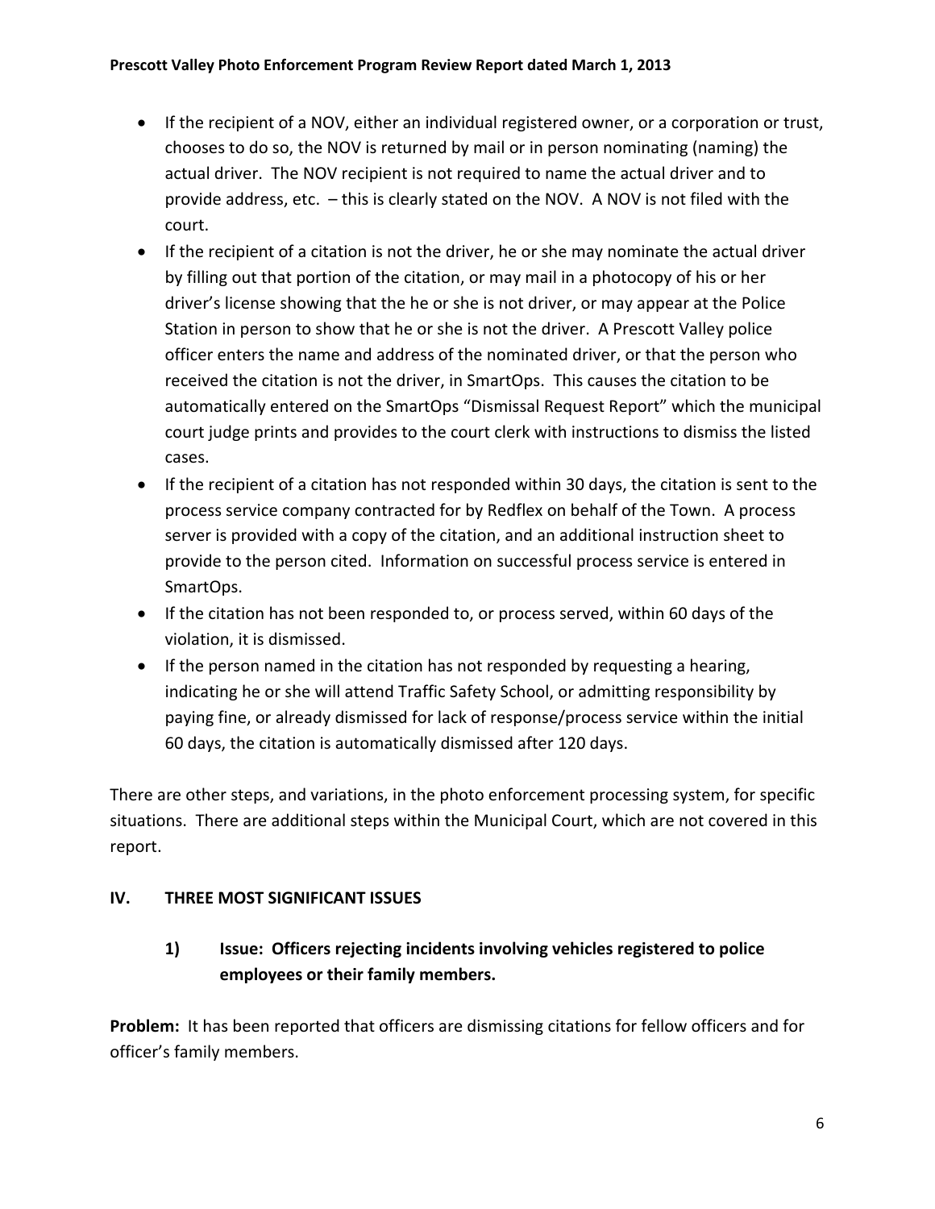- If the recipient of a NOV, either an individual registered owner, or a corporation or trust, chooses to do so, the NOV is returned by mail or in person nominating (naming) the actual driver. The NOV recipient is not required to name the actual driver and to provide address, etc. – this is clearly stated on the NOV. A NOV is not filed with the court.
- If the recipient of a citation is not the driver, he or she may nominate the actual driver by filling out that portion of the citation, or may mail in a photocopy of his or her driver's license showing that the he or she is not driver, or may appear at the Police Station in person to show that he or she is not the driver. A Prescott Valley police officer enters the name and address of the nominated driver, or that the person who received the citation is not the driver, in SmartOps. This causes the citation to be automatically entered on the SmartOps "Dismissal Request Report" which the municipal court judge prints and provides to the court clerk with instructions to dismiss the listed cases.
- If the recipient of a citation has not responded within 30 days, the citation is sent to the process service company contracted for by Redflex on behalf of the Town. A process server is provided with a copy of the citation, and an additional instruction sheet to provide to the person cited. Information on successful process service is entered in SmartOps.
- If the citation has not been responded to, or process served, within 60 days of the violation, it is dismissed.
- If the person named in the citation has not responded by requesting a hearing, indicating he or she will attend Traffic Safety School, or admitting responsibility by paying fine, or already dismissed for lack of response/process service within the initial 60 days, the citation is automatically dismissed after 120 days.

There are other steps, and variations, in the photo enforcement processing system, for specific situations. There are additional steps within the Municipal Court, which are not covered in this report.

## IV. THREE MOST SIGNIFICANT ISSUES

### 1) Issue: Officers rejecting incidents involving vehicles registered to police employees or their family members.

**Problem:** It has been reported that officers are dismissing citations for fellow officers and for officer's family members.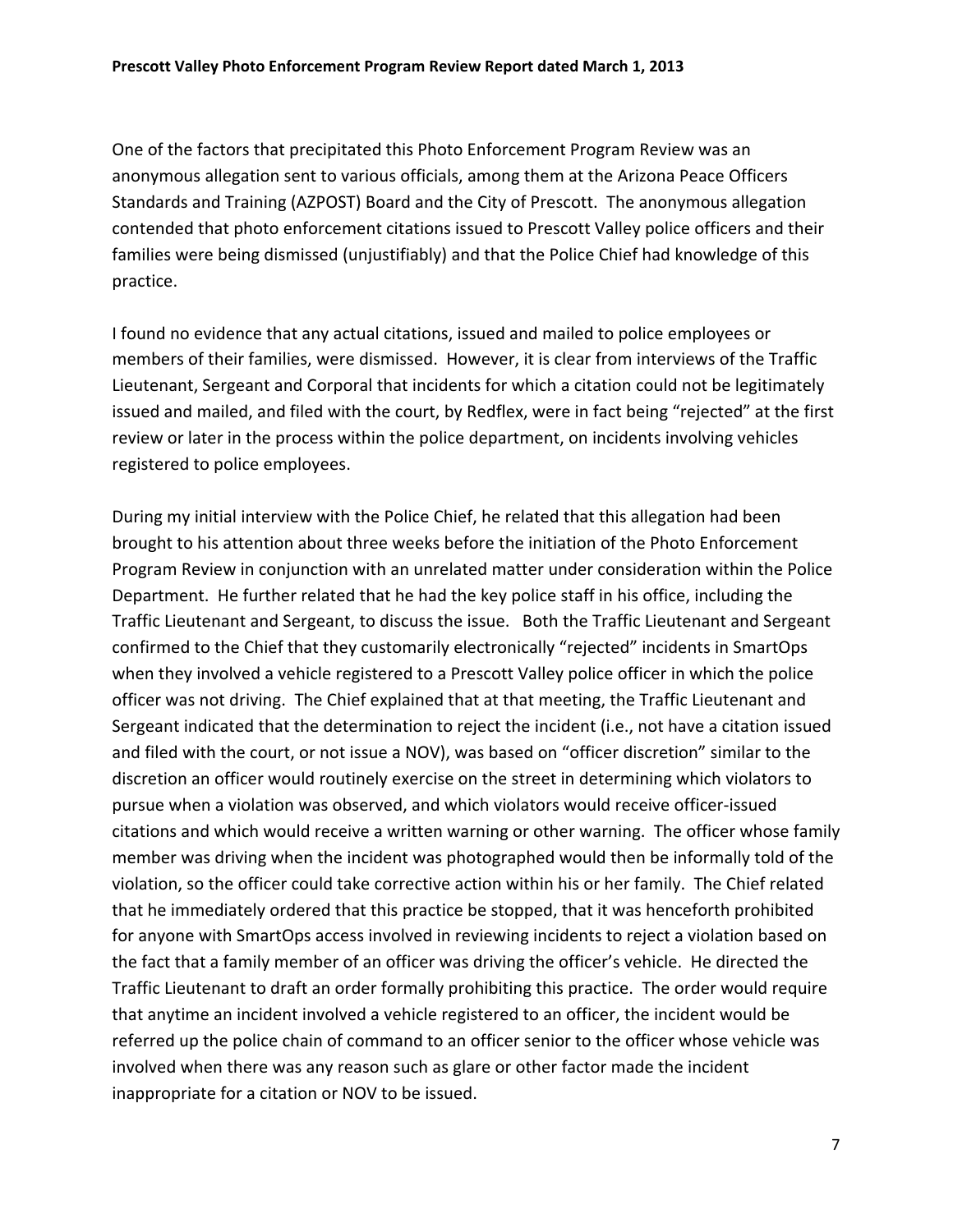One of the factors that precipitated this Photo Enforcement Program Review was an anonymous allegation sent to various officials, among them at the Arizona Peace Officers Standards and Training (AZPOST) Board and the City of Prescott. The anonymous allegation contended that photo enforcement citations issued to Prescott Valley police officers and their families were being dismissed (unjustifiably) and that the Police Chief had knowledge of this practice.

I found no evidence that any actual citations, issued and mailed to police employees or members of their families, were dismissed. However, it is clear from interviews of the Traffic Lieutenant, Sergeant and Corporal that incidents for which a citation could not be legitimately issued and mailed, and filed with the court, by Redflex, were in fact being "rejected" at the first review or later in the process within the police department, on incidents involving vehicles registered to police employees.

During my initial interview with the Police Chief, he related that this allegation had been brought to his attention about three weeks before the initiation of the Photo Enforcement Program Review in conjunction with an unrelated matter under consideration within the Police Department. He further related that he had the key police staff in his office, including the Traffic Lieutenant and Sergeant, to discuss the issue. Both the Traffic Lieutenant and Sergeant confirmed to the Chief that they customarily electronically "rejected" incidents in SmartOps when they involved a vehicle registered to a Prescott Valley police officer in which the police officer was not driving. The Chief explained that at that meeting, the Traffic Lieutenant and Sergeant indicated that the determination to reject the incident (i.e., not have a citation issued and filed with the court, or not issue a NOV), was based on "officer discretion" similar to the discretion an officer would routinely exercise on the street in determining which violators to pursue when a violation was observed, and which violators would receive officer-issued citations and which would receive a written warning or other warning. The officer whose family member was driving when the incident was photographed would then be informally told of the violation, so the officer could take corrective action within his or her family. The Chief related that he immediately ordered that this practice be stopped, that it was henceforth prohibited for anyone with SmartOps access involved in reviewing incidents to reject a violation based on the fact that a family member of an officer was driving the officer's vehicle. He directed the Traffic Lieutenant to draft an order formally prohibiting this practice. The order would require that anytime an incident involved a vehicle registered to an officer, the incident would be referred up the police chain of command to an officer senior to the officer whose vehicle was involved when there was any reason such as glare or other factor made the incident inappropriate for a citation or NOV to be issued.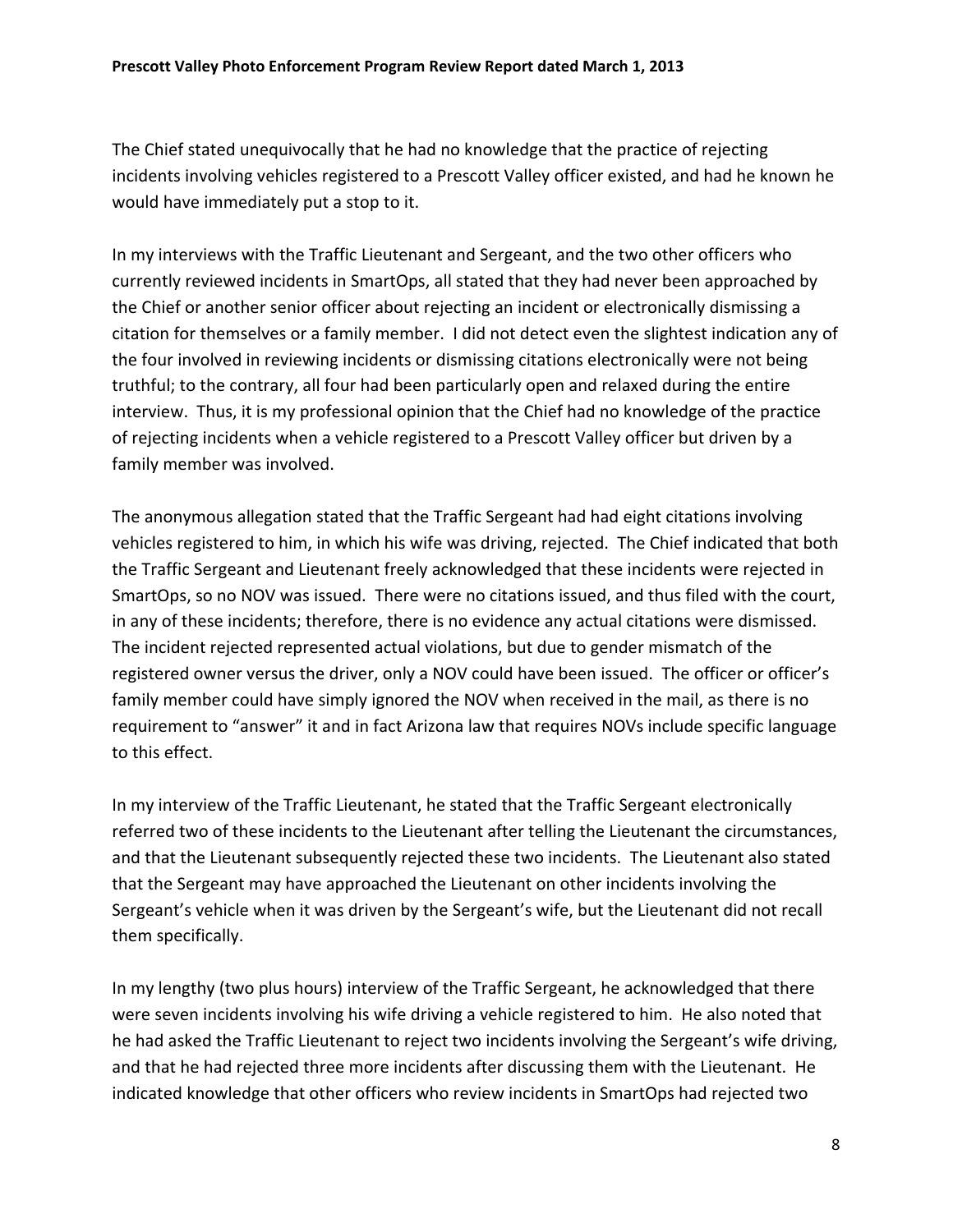The Chief stated unequivocally that he had no knowledge that the practice of rejecting incidents involving vehicles registered to a Prescott Valley officer existed, and had he known he would have immediately put a stop to it.

In my interviews with the Traffic Lieutenant and Sergeant, and the two other officers who currently reviewed incidents in SmartOps, all stated that they had never been approached by the Chief or another senior officer about rejecting an incident or electronically dismissing a citation for themselves or a family member. I did not detect even the slightest indication any of the four involved in reviewing incidents or dismissing citations electronically were not being truthful; to the contrary, all four had been particularly open and relaxed during the entire interview. Thus, it is my professional opinion that the Chief had no knowledge of the practice of rejecting incidents when a vehicle registered to a Prescott Valley officer but driven by a family member was involved.

The anonymous allegation stated that the Traffic Sergeant had had eight citations involving vehicles registered to him, in which his wife was driving, rejected. The Chief indicated that both the Traffic Sergeant and Lieutenant freely acknowledged that these incidents were rejected in SmartOps, so no NOV was issued. There were no citations issued, and thus filed with the court, in any of these incidents; therefore, there is no evidence any actual citations were dismissed. The incident rejected represented actual violations, but due to gender mismatch of the registered owner versus the driver, only a NOV could have been issued. The officer or officer's family member could have simply ignored the NOV when received in the mail, as there is no requirement to "answer" it and in fact Arizona law that requires NOVs include specific language to this effect.

In my interview of the Traffic Lieutenant, he stated that the Traffic Sergeant electronically referred two of these incidents to the Lieutenant after telling the Lieutenant the circumstances, and that the Lieutenant subsequently rejected these two incidents. The Lieutenant also stated that the Sergeant may have approached the Lieutenant on other incidents involving the Sergeant's vehicle when it was driven by the Sergeant's wife, but the Lieutenant did not recall them specifically.

In my lengthy (two plus hours) interview of the Traffic Sergeant, he acknowledged that there were seven incidents involving his wife driving a vehicle registered to him. He also noted that he had asked the Traffic Lieutenant to reject two incidents involving the Sergeant's wife driving, and that he had rejected three more incidents after discussing them with the Lieutenant. He indicated knowledge that other officers who review incidents in SmartOps had rejected two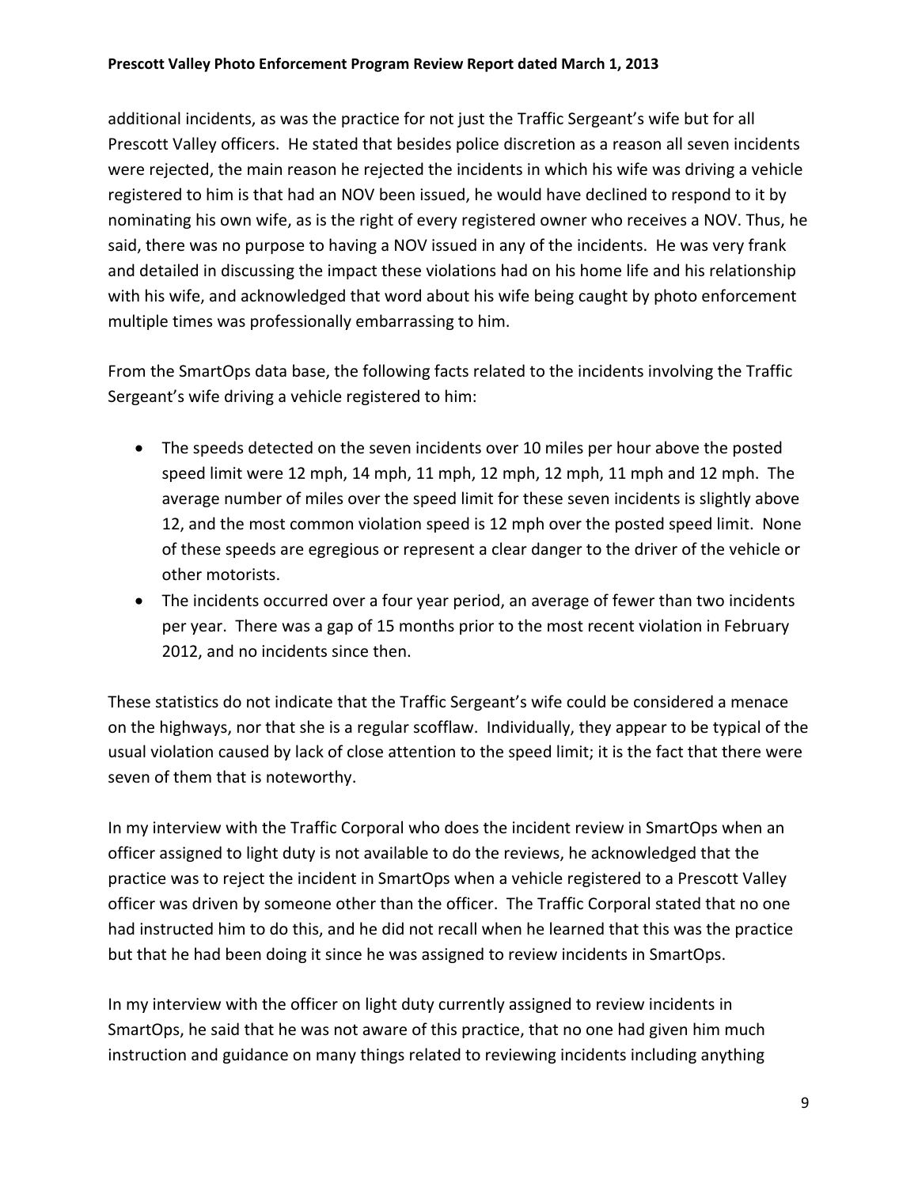additional incidents, as was the practice for not just the Traffic Sergeant's wife but for all Prescott Valley officers. He stated that besides police discretion as a reason all seven incidents were rejected, the main reason he rejected the incidents in which his wife was driving a vehicle registered to him is that had an NOV been issued, he would have declined to respond to it by nominating his own wife, as is the right of every registered owner who receives a NOV. Thus, he said, there was no purpose to having a NOV issued in any of the incidents. He was very frank and detailed in discussing the impact these violations had on his home life and his relationship with his wife, and acknowledged that word about his wife being caught by photo enforcement multiple times was professionally embarrassing to him.

From the SmartOps data base, the following facts related to the incidents involving the Traffic Sergeant's wife driving a vehicle registered to him:

- The speeds detected on the seven incidents over 10 miles per hour above the posted speed limit were 12 mph, 14 mph, 11 mph, 12 mph, 12 mph, 11 mph and 12 mph. The average number of miles over the speed limit for these seven incidents is slightly above 12, and the most common violation speed is 12 mph over the posted speed limit. None of these speeds are egregious or represent a clear danger to the driver of the vehicle or other motorists.
- The incidents occurred over a four year period, an average of fewer than two incidents per year. There was a gap of 15 months prior to the most recent violation in February 2012, and no incidents since then.

These statistics do not indicate that the Traffic Sergeant's wife could be considered a menace on the highways, nor that she is a regular scofflaw. Individually, they appear to be typical of the usual violation caused by lack of close attention to the speed limit; it is the fact that there were seven of them that is noteworthy.

In my interview with the Traffic Corporal who does the incident review in SmartOps when an officer assigned to light duty is not available to do the reviews, he acknowledged that the practice was to reject the incident in SmartOps when a vehicle registered to a Prescott Valley officer was driven by someone other than the officer. The Traffic Corporal stated that no one had instructed him to do this, and he did not recall when he learned that this was the practice but that he had been doing it since he was assigned to review incidents in SmartOps.

In my interview with the officer on light duty currently assigned to review incidents in SmartOps, he said that he was not aware of this practice, that no one had given him much instruction and guidance on many things related to reviewing incidents including anything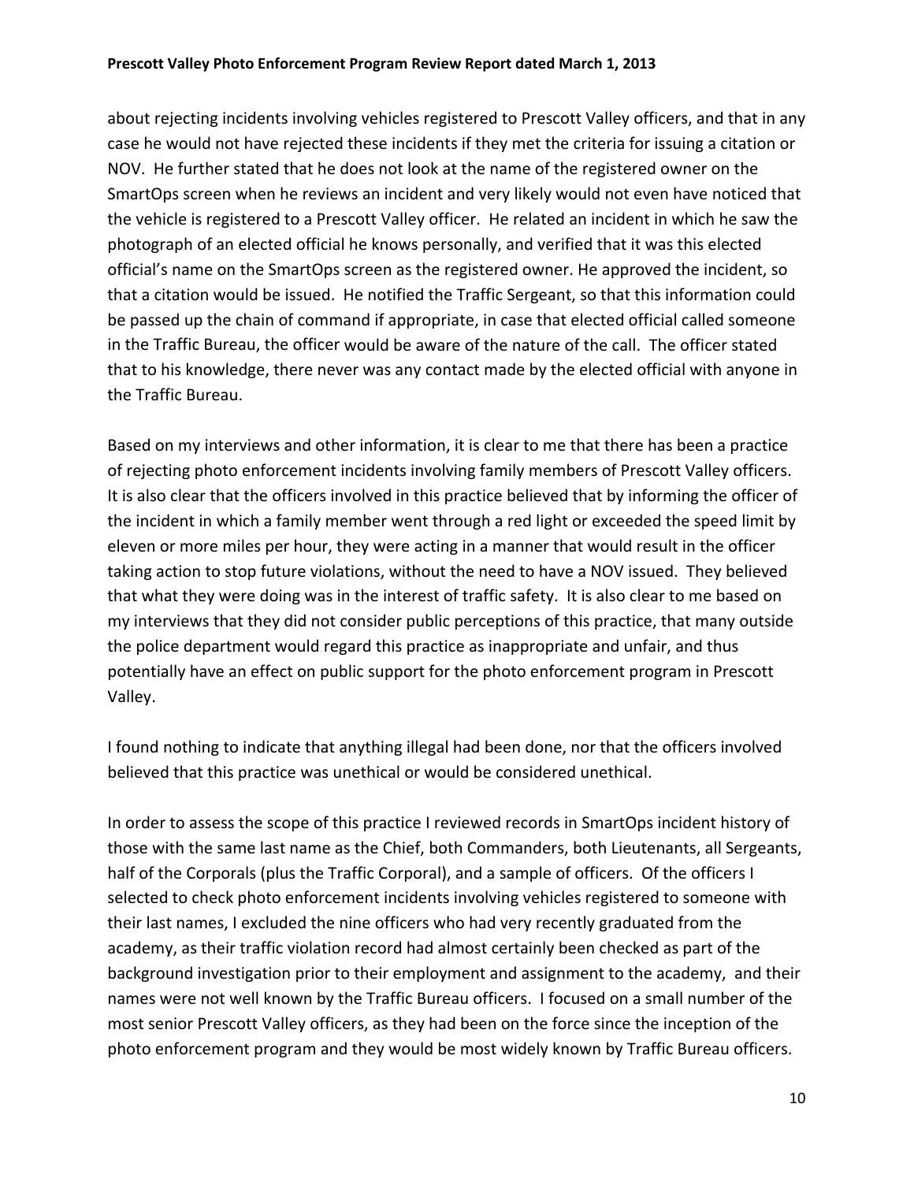about rejecting incidents involving vehicles registered to Prescott Valley officers, and that in any case he would not have rejected these incidents if they met the criteria for issuing a citation or NOV. He further stated that he does not look at the name of the registered owner on the SmartOps screen when he reviews an incident and very likely would not even have noticed that the vehicle is registered to a Prescott Valley officer. He related an incident in which he saw the photograph of an elected official he knows personally, and verified that it was this elected official's name on the SmartOps screen as the registered owner. He approved the incident, so that a citation would be issued. He notified the Traffic Sergeant, so that this information could be passed up the chain of command if appropriate, in case that elected official called someone in the Traffic Bureau, the officer would be aware of the nature of the call. The officer stated that to his knowledge, there never was any contact made by the elected official with anyone in the Traffic Bureau.

Based on my interviews and other information, it is clear to me that there has been a practice of rejecting photo enforcement incidents involving family members of Prescott Valley officers. It is also clear that the officers involved in this practice believed that by informing the officer of the incident in which a family member went through a red light or exceeded the speed limit by eleven or more miles per hour, they were acting in a manner that would result in the officer taking action to stop future violations, without the need to have a NOV issued. They believed that what they were doing was in the interest of traffic safety. It is also clear to me based on my interviews that they did not consider public perceptions of this practice, that many outside the police department would regard this practice as inappropriate and unfair, and thus potentially have an effect on public support for the photo enforcement program in Prescott Valley.

I found nothing to indicate that anything illegal had been done, nor that the officers involved believed that this practice was unethical or would be considered unethical.

In order to assess the scope of this practice I reviewed records in SmartOps incident history of those with the same last name as the Chief, both Commanders, both Lieutenants, all Sergeants, half of the Corporals (plus the Traffic Corporal), and a sample of officers. Of the officers I selected to check photo enforcement incidents involving vehicles registered to someone with their last names, I excluded the nine officers who had very recently graduated from the academy, as their traffic violation record had almost certainly been checked as part of the background investigation prior to their employment and assignment to the academy, and their names were not well known by the Traffic Bureau officers. I focused on a small number of the most senior Prescott Valley officers, as they had been on the force since the inception of the photo enforcement program and they would be most widely known by Traffic Bureau officers.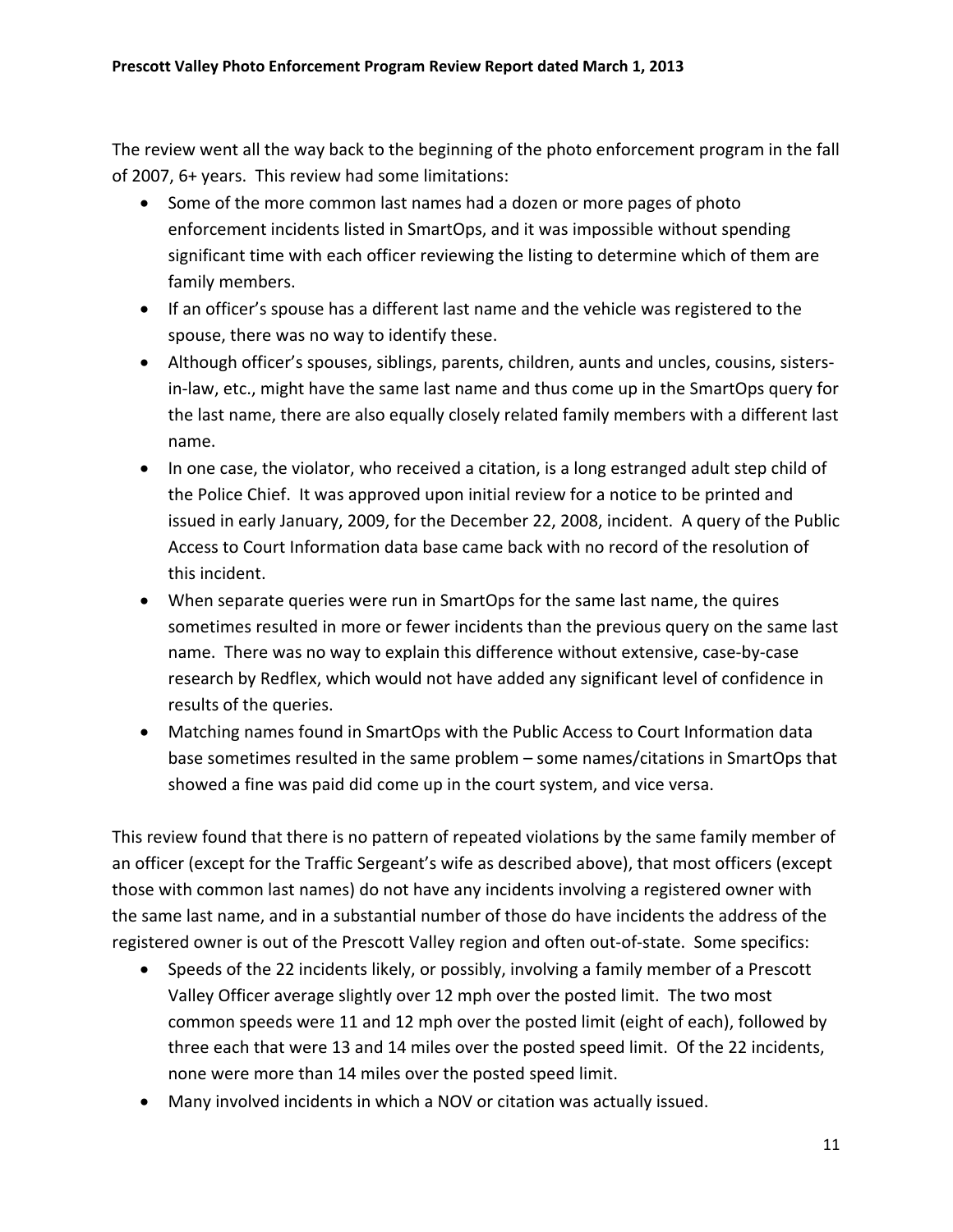The review went all the way back to the beginning of the photo enforcement program in the fall of 2007, 6+ years. This review had some limitations:

- Some of the more common last names had a dozen or more pages of photo enforcement incidents listed in SmartOps, and it was impossible without spending significant time with each officer reviewing the listing to determine which of them are family members.
- If an officer's spouse has a different last name and the vehicle was registered to the spouse, there was no way to identify these.
- Although officer's spouses, siblings, parents, children, aunts and uncles, cousins, sisters-in-law, etc., might have the same last name and thus come up in the SmartOps query for the last name, there are also equally closely related family members with a different last name.
- In one case, the violator, who received a citation, is a long estranged adult step child of the Police Chief. It was approved upon initial review for a notice to be printed and issued in early January, 2009, for the December 22, 2008, incident. A query of the Public Access to Court Information data base came back with no record of the resolution of this incident.
- When separate queries were run in SmartOps for the same last name, the quires sometimes resulted in more or fewer incidents than the previous query on the same last name. There was no way to explain this difference without extensive, case-by-case research by Redflex, which would not have added any significant level of confidence in results of the queries.
- Matching names found in SmartOps with the Public Access to Court Information data base sometimes resulted in the same problem – some names/citations in SmartOps that showed a fine was paid did come up in the court system, and vice versa.

This review found that there is no pattern of repeated violations by the same family member of an officer (except for the Traffic Sergeant's wife as described above), that most officers (except those with common last names) do not have any incidents involving a registered owner with the same last name, and in a substantial number of those do have incidents the address of the registered owner is out of the Prescott Valley region and often out-of-state. Some specifics:

- Speeds of the 22 incidents likely, or possibly, involving a family member of a Prescott Valley Officer average slightly over 12 mph over the posted limit. The two most common speeds were 11 and 12 mph over the posted limit (eight of each), followed by three each that were 13 and 14 miles over the posted speed limit. Of the 22 incidents, none were more than 14 miles over the posted speed limit.
- Many involved incidents in which a NOV or citation was actually issued.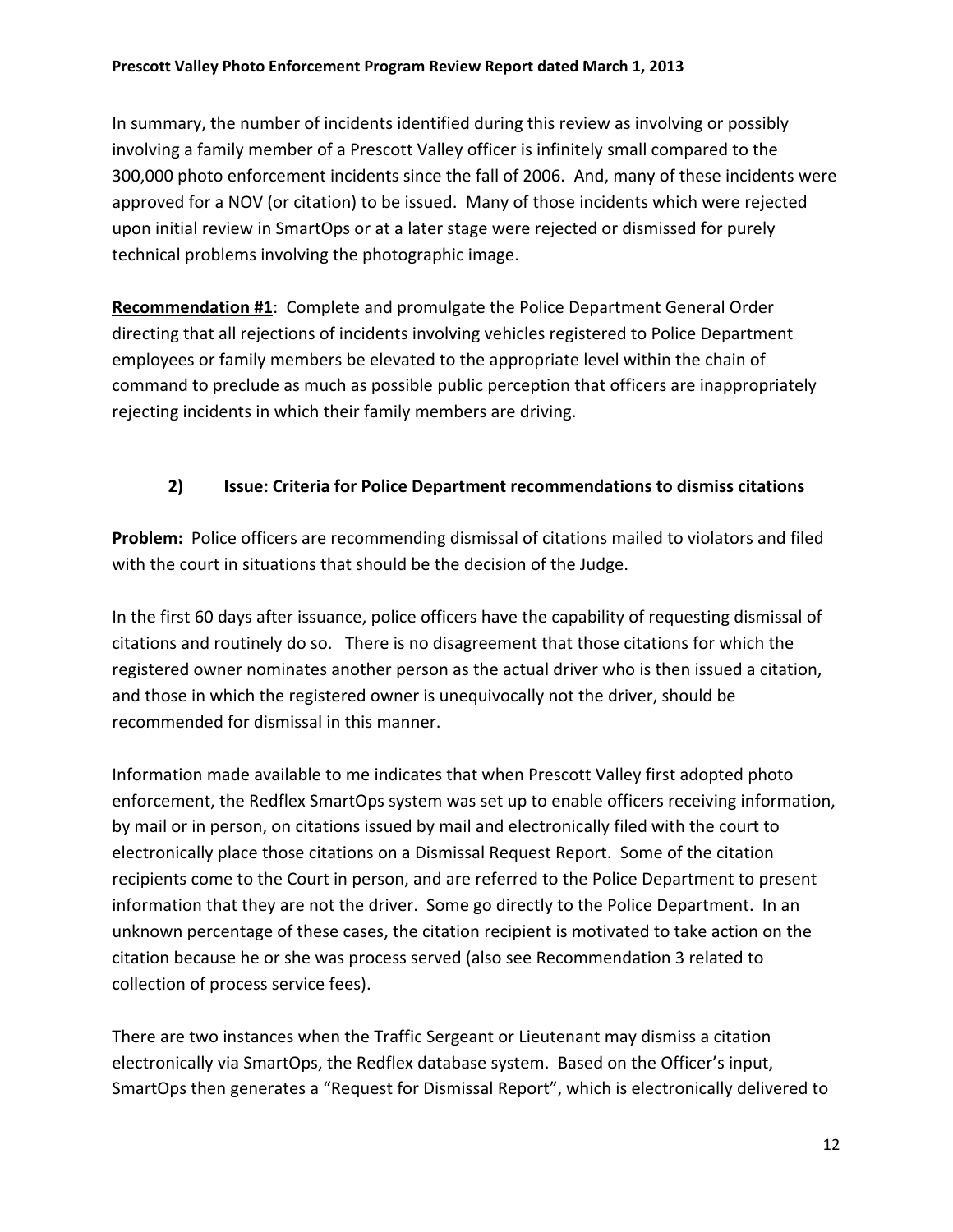In summary, the number of incidents identified during this review as involving or possibly involving a family member of a Prescott Valley officer is infinitely small compared to the 300,000 photo enforcement incidents since the fall of 2006. And, many of these incidents were approved for a NOV (or citation) to be issued. Many of those incidents which were rejected upon initial review in SmartOps or at a later stage were rejected or dismissed for purely technical problems involving the photographic image.

**Recommendation #1**: Complete and promulgate the Police Department General Order directing that all rejections of incidents involving vehicles registered to Police Department employees or family members be elevated to the appropriate level within the chain of command to preclude as much as possible public perception that officers are inappropriately rejecting incidents in which their family members are driving.

### 2) Issue: Criteria for Police Department recommendations to dismiss citations

**Problem:** Police officers are recommending dismissal of citations mailed to violators and filed with the court in situations that should be the decision of the Judge.

In the first 60 days after issuance, police officers have the capability of requesting dismissal of citations and routinely do so. There is no disagreement that those citations for which the registered owner nominates another person as the actual driver who is then issued a citation, and those in which the registered owner is unequivocally not the driver, should be recommended for dismissal in this manner.

Information made available to me indicates that when Prescott Valley first adopted photo enforcement, the Redflex SmartOps system was set up to enable officers receiving information, by mail or in person, on citations issued by mail and electronically filed with the court to electronically place those citations on a Dismissal Request Report. Some of the citation recipients come to the Court in person, and are referred to the Police Department to present information that they are not the driver. Some go directly to the Police Department. In an unknown percentage of these cases, the citation recipient is motivated to take action on the citation because he or she was process served (also see Recommendation 3 related to collection of process service fees).

There are two instances when the Traffic Sergeant or Lieutenant may dismiss a citation electronically via SmartOps, the Redflex database system. Based on the Officer's input, SmartOps then generates a "Request for Dismissal Report", which is electronically delivered to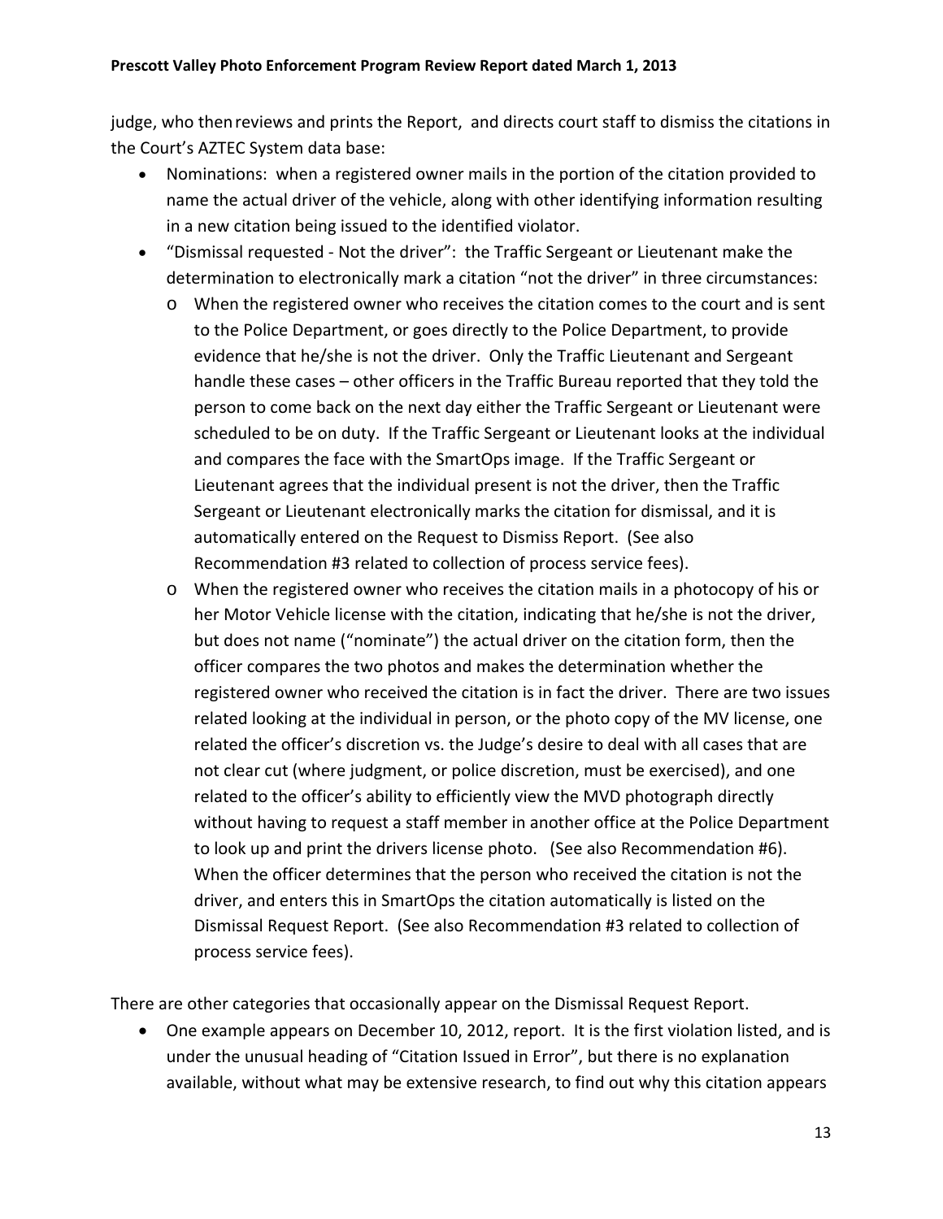judge, who then reviews and prints the Report, and directs court staff to dismiss the citations in the Court's AZTEC System data base:

- Nominations: when a registered owner mails in the portion of the citation provided to name the actual driver of the vehicle, along with other identifying information resulting in a new citation being issued to the identified violator.
- "Dismissal requested - Not the driver": the Traffic Sergeant or Lieutenant make the determination to electronically mark a citation "not the driver" in three circumstances:
  - When the registered owner who receives the citation comes to the court and is sent to the Police Department, or goes directly to the Police Department, to provide evidence that he/she is not the driver. Only the Traffic Lieutenant and Sergeant handle these cases – other officers in the Traffic Bureau reported that they told the person to come back on the next day either the Traffic Sergeant or Lieutenant were scheduled to be on duty. If the Traffic Sergeant or Lieutenant looks at the individual and compares the face with the SmartOps image. If the Traffic Sergeant or Lieutenant agrees that the individual present is not the driver, then the Traffic Sergeant or Lieutenant electronically marks the citation for dismissal, and it is automatically entered on the Request to Dismiss Report. (See also Recommendation #3 related to collection of process service fees).
  - When the registered owner who receives the citation mails in a photocopy of his or her Motor Vehicle license with the citation, indicating that he/she is not the driver, but does not name ("nominate") the actual driver on the citation form, then the officer compares the two photos and makes the determination whether the registered owner who received the citation is in fact the driver. There are two issues related looking at the individual in person, or the photo copy of the MV license, one related the officer's discretion vs. the Judge's desire to deal with all cases that are not clear cut (where judgment, or police discretion, must be exercised), and one related to the officer's ability to efficiently view the MVD photograph directly without having to request a staff member in another office at the Police Department to look up and print the drivers license photo. (See also Recommendation #6). When the officer determines that the person who received the citation is not the driver, and enters this in SmartOps the citation automatically is listed on the Dismissal Request Report. (See also Recommendation #3 related to collection of process service fees).

There are other categories that occasionally appear on the Dismissal Request Report.

- One example appears on December 10, 2012, report. It is the first violation listed, and is under the unusual heading of "Citation Issued in Error", but there is no explanation available, without what may be extensive research, to find out why this citation appears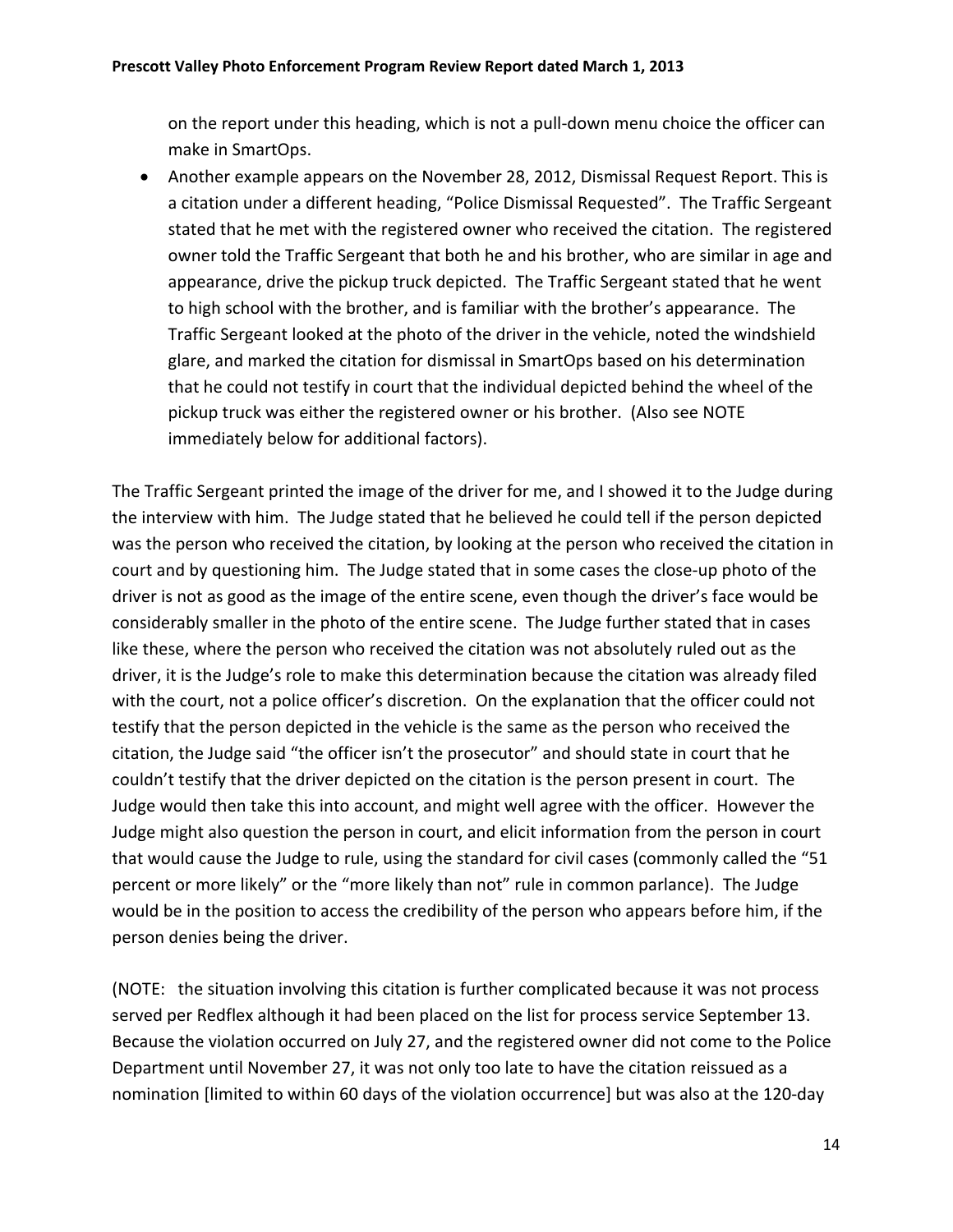on the report under this heading, which is not a pull-down menu choice the officer can make in SmartOps.

- Another example appears on the November 28, 2012, Dismissal Request Report. This is a citation under a different heading, "Police Dismissal Requested". The Traffic Sergeant stated that he met with the registered owner who received the citation. The registered owner told the Traffic Sergeant that both he and his brother, who are similar in age and appearance, drive the pickup truck depicted. The Traffic Sergeant stated that he went to high school with the brother, and is familiar with the brother's appearance. The Traffic Sergeant looked at the photo of the driver in the vehicle, noted the windshield glare, and marked the citation for dismissal in SmartOps based on his determination that he could not testify in court that the individual depicted behind the wheel of the pickup truck was either the registered owner or his brother. (Also see NOTE immediately below for additional factors).

The Traffic Sergeant printed the image of the driver for me, and I showed it to the Judge during the interview with him. The Judge stated that he believed he could tell if the person depicted was the person who received the citation, by looking at the person who received the citation in court and by questioning him. The Judge stated that in some cases the close-up photo of the driver is not as good as the image of the entire scene, even though the driver's face would be considerably smaller in the photo of the entire scene. The Judge further stated that in cases like these, where the person who received the citation was not absolutely ruled out as the driver, it is the Judge's role to make this determination because the citation was already filed with the court, not a police officer's discretion. On the explanation that the officer could not testify that the person depicted in the vehicle is the same as the person who received the citation, the Judge said "the officer isn't the prosecutor" and should state in court that he couldn't testify that the driver depicted on the citation is the person present in court. The Judge would then take this into account, and might well agree with the officer. However the Judge might also question the person in court, and elicit information from the person in court that would cause the Judge to rule, using the standard for civil cases (commonly called the "51 percent or more likely" or the "more likely than not" rule in common parlance). The Judge would be in the position to access the credibility of the person who appears before him, if the person denies being the driver.

(NOTE: the situation involving this citation is further complicated because it was not process served per Redflex although it had been placed on the list for process service September 13. Because the violation occurred on July 27, and the registered owner did not come to the Police Department until November 27, it was not only too late to have the citation reissued as a nomination [limited to within 60 days of the violation occurrence] but was also at the 120-day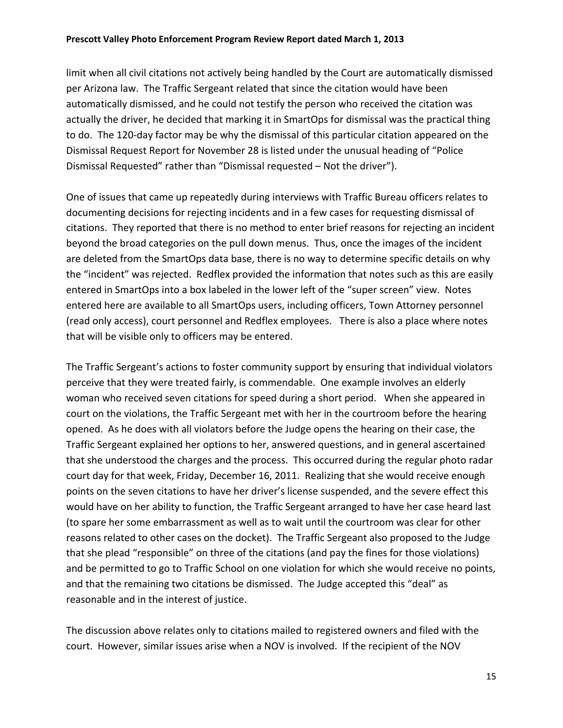limit when all civil citations not actively being handled by the Court are automatically dismissed per Arizona law. The Traffic Sergeant related that since the citation would have been automatically dismissed, and he could not testify the person who received the citation was actually the driver, he decided that marking it in SmartOps for dismissal was the practical thing to do. The 120-day factor may be why the dismissal of this particular citation appeared on the Dismissal Request Report for November 28 is listed under the unusual heading of "Police Dismissal Requested" rather than "Dismissal requested – Not the driver").

One of issues that came up repeatedly during interviews with Traffic Bureau officers relates to documenting decisions for rejecting incidents and in a few cases for requesting dismissal of citations. They reported that there is no method to enter brief reasons for rejecting an incident beyond the broad categories on the pull down menus. Thus, once the images of the incident are deleted from the SmartOps data base, there is no way to determine specific details on why the "incident" was rejected. Redflex provided the information that notes such as this are easily entered in SmartOps into a box labeled in the lower left of the "super screen" view. Notes entered here are available to all SmartOps users, including officers, Town Attorney personnel (read only access), court personnel and Redflex employees. There is also a place where notes that will be visible only to officers may be entered.

The Traffic Sergeant's actions to foster community support by ensuring that individual violators perceive that they were treated fairly, is commendable. One example involves an elderly woman who received seven citations for speed during a short period. When she appeared in court on the violations, the Traffic Sergeant met with her in the courtroom before the hearing opened. As he does with all violators before the Judge opens the hearing on their case, the Traffic Sergeant explained her options to her, answered questions, and in general ascertained that she understood the charges and the process. This occurred during the regular photo radar court day for that week, Friday, December 16, 2011. Realizing that she would receive enough points on the seven citations to have her driver's license suspended, and the severe effect this would have on her ability to function, the Traffic Sergeant arranged to have her case heard last (to spare her some embarrassment as well as to wait until the courtroom was clear for other reasons related to other cases on the docket). The Traffic Sergeant also proposed to the Judge that she plead "responsible" on three of the citations (and pay the fines for those violations) and be permitted to go to Traffic School on one violation for which she would receive no points, and that the remaining two citations be dismissed. The Judge accepted this "deal" as reasonable and in the interest of justice.

The discussion above relates only to citations mailed to registered owners and filed with the court. However, similar issues arise when a NOV is involved. If the recipient of the NOV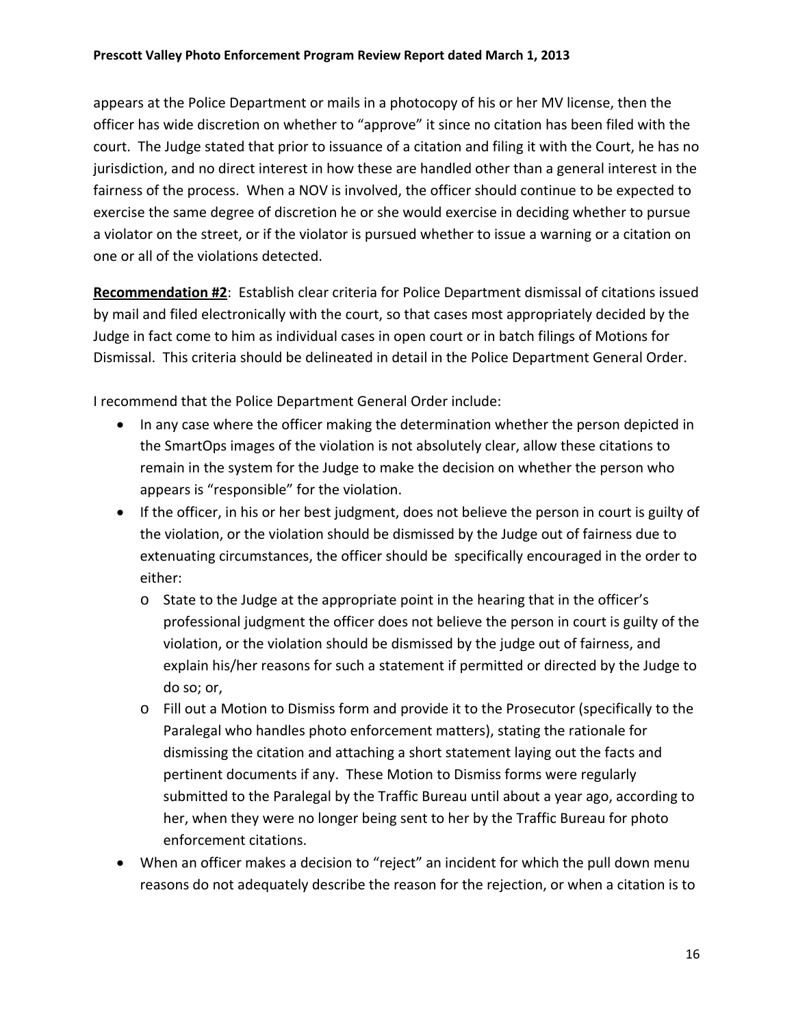appears at the Police Department or mails in a photocopy of his or her MV license, then the officer has wide discretion on whether to "approve" it since no citation has been filed with the court. The Judge stated that prior to issuance of a citation and filing it with the Court, he has no jurisdiction, and no direct interest in how these are handled other than a general interest in the fairness of the process. When a NOV is involved, the officer should continue to be expected to exercise the same degree of discretion he or she would exercise in deciding whether to pursue a violator on the street, or if the violator is pursued whether to issue a warning or a citation on one or all of the violations detected.

**Recommendation #2**: Establish clear criteria for Police Department dismissal of citations issued by mail and filed electronically with the court, so that cases most appropriately decided by the Judge in fact come to him as individual cases in open court or in batch filings of Motions for Dismissal. This criteria should be delineated in detail in the Police Department General Order.

I recommend that the Police Department General Order include:

- In any case where the officer making the determination whether the person depicted in the SmartOps images of the violation is not absolutely clear, allow these citations to remain in the system for the Judge to make the decision on whether the person who appears is "responsible" for the violation.
- If the officer, in his or her best judgment, does not believe the person in court is guilty of the violation, or the violation should be dismissed by the Judge out of fairness due to extenuating circumstances, the officer should be specifically encouraged in the order to either:
  - State to the Judge at the appropriate point in the hearing that in the officer's professional judgment the officer does not believe the person in court is guilty of the violation, or the violation should be dismissed by the judge out of fairness, and explain his/her reasons for such a statement if permitted or directed by the Judge to do so; or,
  - Fill out a Motion to Dismiss form and provide it to the Prosecutor (specifically to the Paralegal who handles photo enforcement matters), stating the rationale for dismissing the citation and attaching a short statement laying out the facts and pertinent documents if any. These Motion to Dismiss forms were regularly submitted to the Paralegal by the Traffic Bureau until about a year ago, according to her, when they were no longer being sent to her by the Traffic Bureau for photo enforcement citations.
- When an officer makes a decision to "reject" an incident for which the pull down menu reasons do not adequately describe the reason for the rejection, or when a citation is to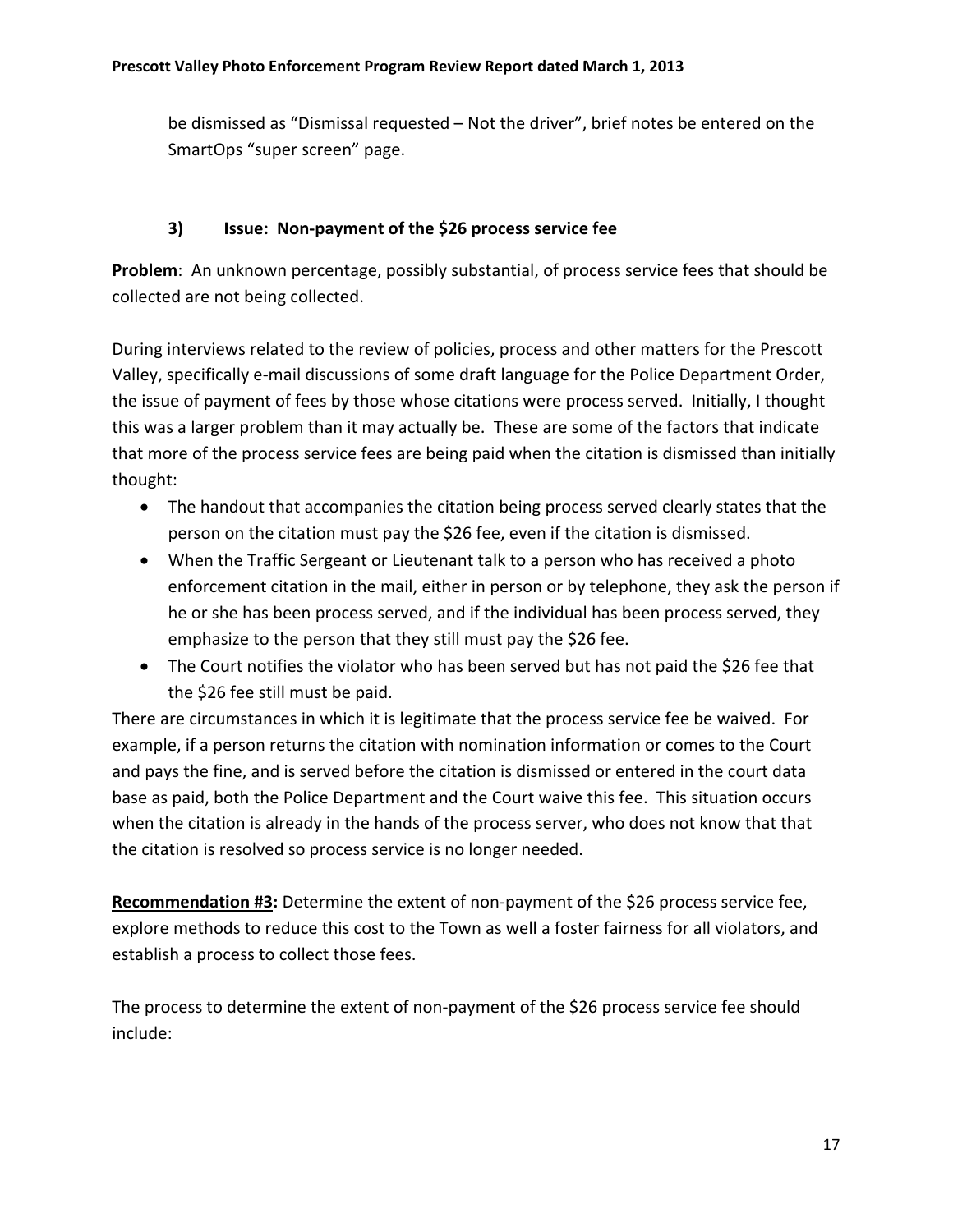be dismissed as "Dismissal requested – Not the driver", brief notes be entered on the SmartOps "super screen" page.

### 3) Issue: Non-payment of the $26 process service fee

**Problem**: An unknown percentage, possibly substantial, of process service fees that should be collected are not being collected.

During interviews related to the review of policies, process and other matters for the Prescott Valley, specifically e-mail discussions of some draft language for the Police Department Order, the issue of payment of fees by those whose citations were process served. Initially, I thought this was a larger problem than it may actually be. These are some of the factors that indicate that more of the process service fees are being paid when the citation is dismissed than initially thought:

- The handout that accompanies the citation being process served clearly states that the person on the citation must pay the $26 fee, even if the citation is dismissed.
- When the Traffic Sergeant or Lieutenant talk to a person who has received a photo enforcement citation in the mail, either in person or by telephone, they ask the person if he or she has been process served, and if the individual has been process served, they emphasize to the person that they still must pay the $26 fee.
- The Court notifies the violator who has been served but has not paid the $26 fee that the $26 fee still must be paid.

There are circumstances in which it is legitimate that the process service fee be waived. For example, if a person returns the citation with nomination information or comes to the Court and pays the fine, and is served before the citation is dismissed or entered in the court data base as paid, both the Police Department and the Court waive this fee. This situation occurs when the citation is already in the hands of the process server, who does not know that that the citation is resolved so process service is no longer needed.

**Recommendation #3:** Determine the extent of non-payment of the $26 process service fee, explore methods to reduce this cost to the Town as well a foster fairness for all violators, and establish a process to collect those fees.

The process to determine the extent of non-payment of the $26 process service fee should include: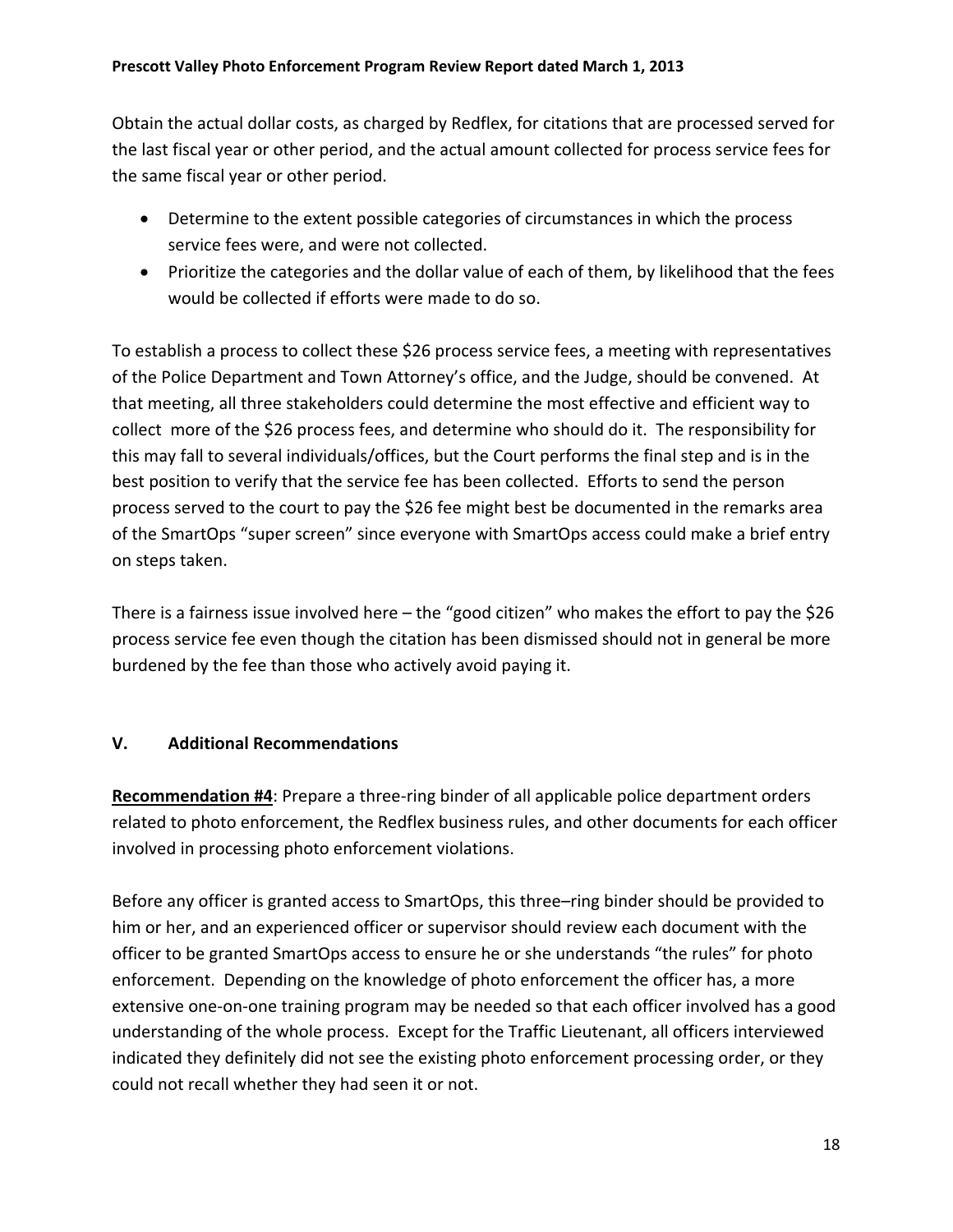Obtain the actual dollar costs, as charged by Redflex, for citations that are processed served for the last fiscal year or other period, and the actual amount collected for process service fees for the same fiscal year or other period.

- Determine to the extent possible categories of circumstances in which the process service fees were, and were not collected.
- Prioritize the categories and the dollar value of each of them, by likelihood that the fees would be collected if efforts were made to do so.

To establish a process to collect these $26 process service fees, a meeting with representatives of the Police Department and Town Attorney's office, and the Judge, should be convened. At that meeting, all three stakeholders could determine the most effective and efficient way to collect more of the $26 process fees, and determine who should do it. The responsibility for this may fall to several individuals/offices, but the Court performs the final step and is in the best position to verify that the service fee has been collected. Efforts to send the person process served to the court to pay the $26 fee might best be documented in the remarks area of the SmartOps "super screen" since everyone with SmartOps access could make a brief entry on steps taken.

There is a fairness issue involved here – the "good citizen" who makes the effort to pay the $26 process service fee even though the citation has been dismissed should not in general be more burdened by the fee than those who actively avoid paying it.

## V. Additional Recommendations

**Recommendation #4**: Prepare a three-ring binder of all applicable police department orders related to photo enforcement, the Redflex business rules, and other documents for each officer involved in processing photo enforcement violations.

Before any officer is granted access to SmartOps, this three–ring binder should be provided to him or her, and an experienced officer or supervisor should review each document with the officer to be granted SmartOps access to ensure he or she understands "the rules" for photo enforcement. Depending on the knowledge of photo enforcement the officer has, a more extensive one-on-one training program may be needed so that each officer involved has a good understanding of the whole process. Except for the Traffic Lieutenant, all officers interviewed indicated they definitely did not see the existing photo enforcement processing order, or they could not recall whether they had seen it or not.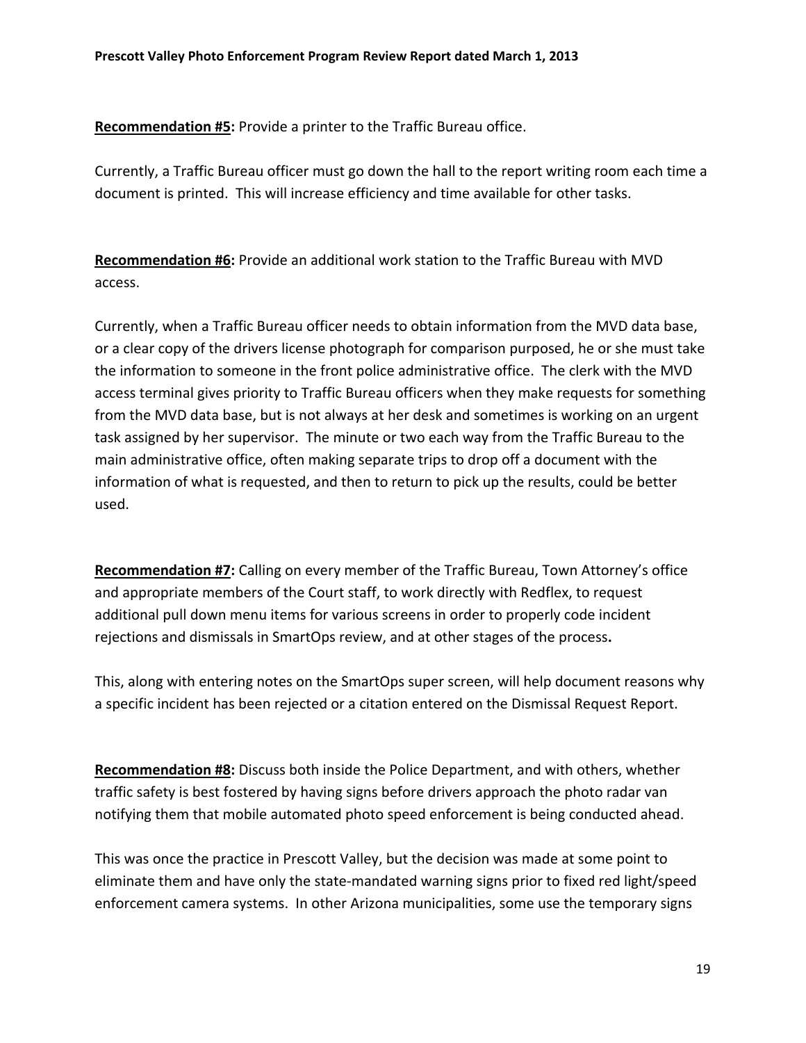**Recommendation #5:** Provide a printer to the Traffic Bureau office.

Currently, a Traffic Bureau officer must go down the hall to the report writing room each time a document is printed. This will increase efficiency and time available for other tasks.

**Recommendation #6:** Provide an additional work station to the Traffic Bureau with MVD access.

Currently, when a Traffic Bureau officer needs to obtain information from the MVD data base, or a clear copy of the drivers license photograph for comparison purposed, he or she must take the information to someone in the front police administrative office. The clerk with the MVD access terminal gives priority to Traffic Bureau officers when they make requests for something from the MVD data base, but is not always at her desk and sometimes is working on an urgent task assigned by her supervisor. The minute or two each way from the Traffic Bureau to the main administrative office, often making separate trips to drop off a document with the information of what is requested, and then to return to pick up the results, could be better used.

**Recommendation #7:** Calling on every member of the Traffic Bureau, Town Attorney's office and appropriate members of the Court staff, to work directly with Redflex, to request additional pull down menu items for various screens in order to properly code incident rejections and dismissals in SmartOps review, and at other stages of the process**.**

This, along with entering notes on the SmartOps super screen, will help document reasons why a specific incident has been rejected or a citation entered on the Dismissal Request Report.

**Recommendation #8:** Discuss both inside the Police Department, and with others, whether traffic safety is best fostered by having signs before drivers approach the photo radar van notifying them that mobile automated photo speed enforcement is being conducted ahead.

This was once the practice in Prescott Valley, but the decision was made at some point to eliminate them and have only the state-mandated warning signs prior to fixed red light/speed enforcement camera systems. In other Arizona municipalities, some use the temporary signs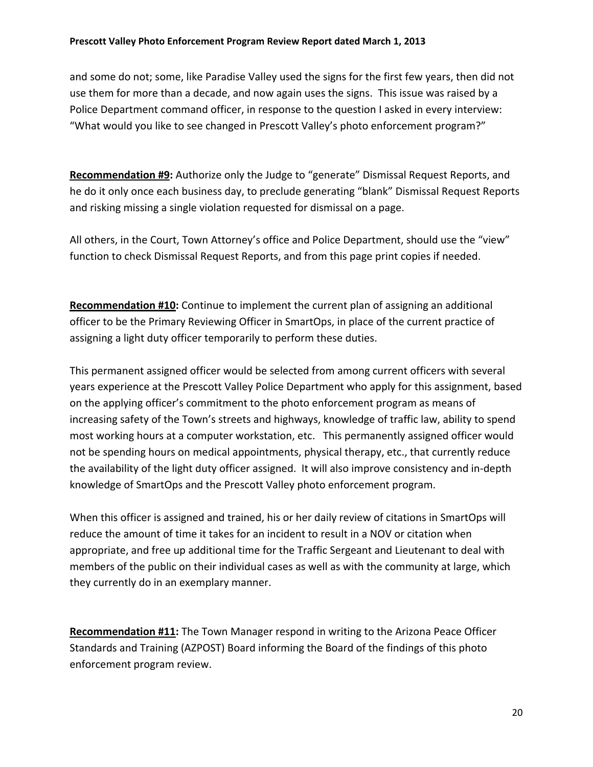and some do not; some, like Paradise Valley used the signs for the first few years, then did not use them for more than a decade, and now again uses the signs. This issue was raised by a Police Department command officer, in response to the question I asked in every interview: "What would you like to see changed in Prescott Valley's photo enforcement program?"

**Recommendation #9:** Authorize only the Judge to "generate" Dismissal Request Reports, and he do it only once each business day, to preclude generating "blank" Dismissal Request Reports and risking missing a single violation requested for dismissal on a page.

All others, in the Court, Town Attorney's office and Police Department, should use the "view" function to check Dismissal Request Reports, and from this page print copies if needed.

**Recommendation #10:** Continue to implement the current plan of assigning an additional officer to be the Primary Reviewing Officer in SmartOps, in place of the current practice of assigning a light duty officer temporarily to perform these duties.

This permanent assigned officer would be selected from among current officers with several years experience at the Prescott Valley Police Department who apply for this assignment, based on the applying officer's commitment to the photo enforcement program as means of increasing safety of the Town's streets and highways, knowledge of traffic law, ability to spend most working hours at a computer workstation, etc. This permanently assigned officer would not be spending hours on medical appointments, physical therapy, etc., that currently reduce the availability of the light duty officer assigned. It will also improve consistency and in-depth knowledge of SmartOps and the Prescott Valley photo enforcement program.

When this officer is assigned and trained, his or her daily review of citations in SmartOps will reduce the amount of time it takes for an incident to result in a NOV or citation when appropriate, and free up additional time for the Traffic Sergeant and Lieutenant to deal with members of the public on their individual cases as well as with the community at large, which they currently do in an exemplary manner.

**Recommendation #11:** The Town Manager respond in writing to the Arizona Peace Officer Standards and Training (AZPOST) Board informing the Board of the findings of this photo enforcement program review.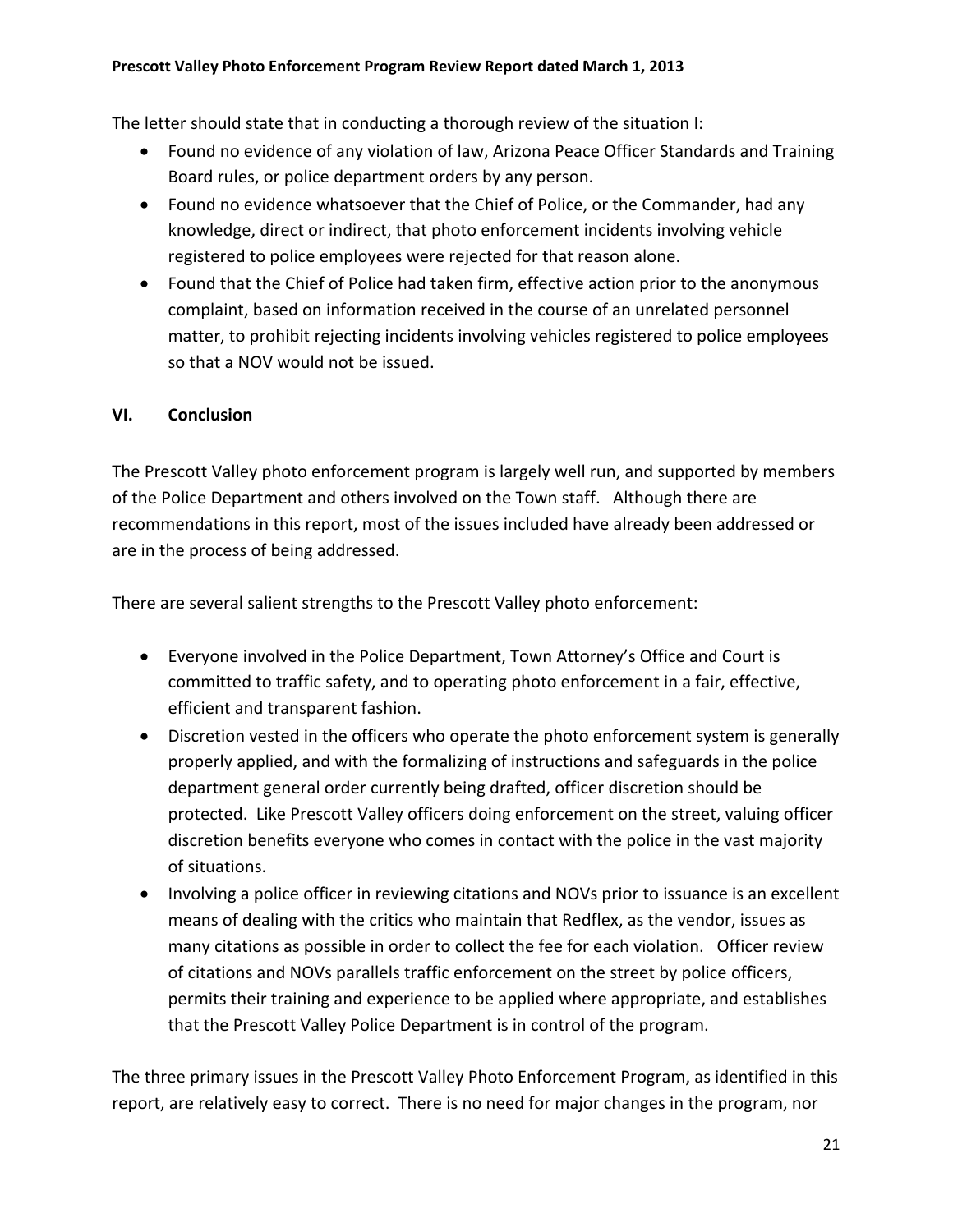The letter should state that in conducting a thorough review of the situation I:

- Found no evidence of any violation of law, Arizona Peace Officer Standards and Training Board rules, or police department orders by any person.
- Found no evidence whatsoever that the Chief of Police, or the Commander, had any knowledge, direct or indirect, that photo enforcement incidents involving vehicle registered to police employees were rejected for that reason alone.
- Found that the Chief of Police had taken firm, effective action prior to the anonymous complaint, based on information received in the course of an unrelated personnel matter, to prohibit rejecting incidents involving vehicles registered to police employees so that a NOV would not be issued.

## VI. Conclusion

The Prescott Valley photo enforcement program is largely well run, and supported by members of the Police Department and others involved on the Town staff. Although there are recommendations in this report, most of the issues included have already been addressed or are in the process of being addressed.

There are several salient strengths to the Prescott Valley photo enforcement:

- Everyone involved in the Police Department, Town Attorney's Office and Court is committed to traffic safety, and to operating photo enforcement in a fair, effective, efficient and transparent fashion.
- Discretion vested in the officers who operate the photo enforcement system is generally properly applied, and with the formalizing of instructions and safeguards in the police department general order currently being drafted, officer discretion should be protected. Like Prescott Valley officers doing enforcement on the street, valuing officer discretion benefits everyone who comes in contact with the police in the vast majority of situations.
- Involving a police officer in reviewing citations and NOVs prior to issuance is an excellent means of dealing with the critics who maintain that Redflex, as the vendor, issues as many citations as possible in order to collect the fee for each violation. Officer review of citations and NOVs parallels traffic enforcement on the street by police officers, permits their training and experience to be applied where appropriate, and establishes that the Prescott Valley Police Department is in control of the program.

The three primary issues in the Prescott Valley Photo Enforcement Program, as identified in this report, are relatively easy to correct. There is no need for major changes in the program, nor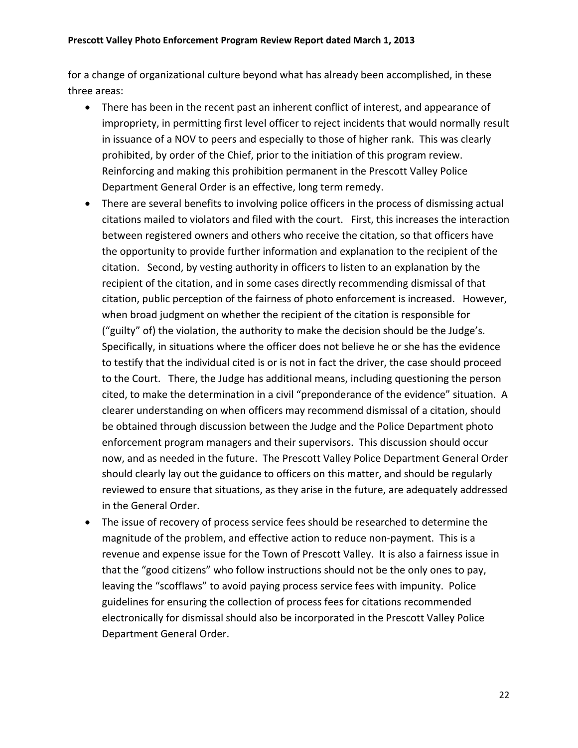for a change of organizational culture beyond what has already been accomplished, in these three areas:

- There has been in the recent past an inherent conflict of interest, and appearance of impropriety, in permitting first level officer to reject incidents that would normally result in issuance of a NOV to peers and especially to those of higher rank. This was clearly prohibited, by order of the Chief, prior to the initiation of this program review. Reinforcing and making this prohibition permanent in the Prescott Valley Police Department General Order is an effective, long term remedy.
- There are several benefits to involving police officers in the process of dismissing actual citations mailed to violators and filed with the court. First, this increases the interaction between registered owners and others who receive the citation, so that officers have the opportunity to provide further information and explanation to the recipient of the citation. Second, by vesting authority in officers to listen to an explanation by the recipient of the citation, and in some cases directly recommending dismissal of that citation, public perception of the fairness of photo enforcement is increased. However, when broad judgment on whether the recipient of the citation is responsible for ("guilty" of) the violation, the authority to make the decision should be the Judge's. Specifically, in situations where the officer does not believe he or she has the evidence to testify that the individual cited is or is not in fact the driver, the case should proceed to the Court. There, the Judge has additional means, including questioning the person cited, to make the determination in a civil "preponderance of the evidence" situation. A clearer understanding on when officers may recommend dismissal of a citation, should be obtained through discussion between the Judge and the Police Department photo enforcement program managers and their supervisors. This discussion should occur now, and as needed in the future. The Prescott Valley Police Department General Order should clearly lay out the guidance to officers on this matter, and should be regularly reviewed to ensure that situations, as they arise in the future, are adequately addressed in the General Order.
- The issue of recovery of process service fees should be researched to determine the magnitude of the problem, and effective action to reduce non-payment. This is a revenue and expense issue for the Town of Prescott Valley. It is also a fairness issue in that the "good citizens" who follow instructions should not be the only ones to pay, leaving the "scofflaws" to avoid paying process service fees with impunity. Police guidelines for ensuring the collection of process fees for citations recommended electronically for dismissal should also be incorporated in the Prescott Valley Police Department General Order.